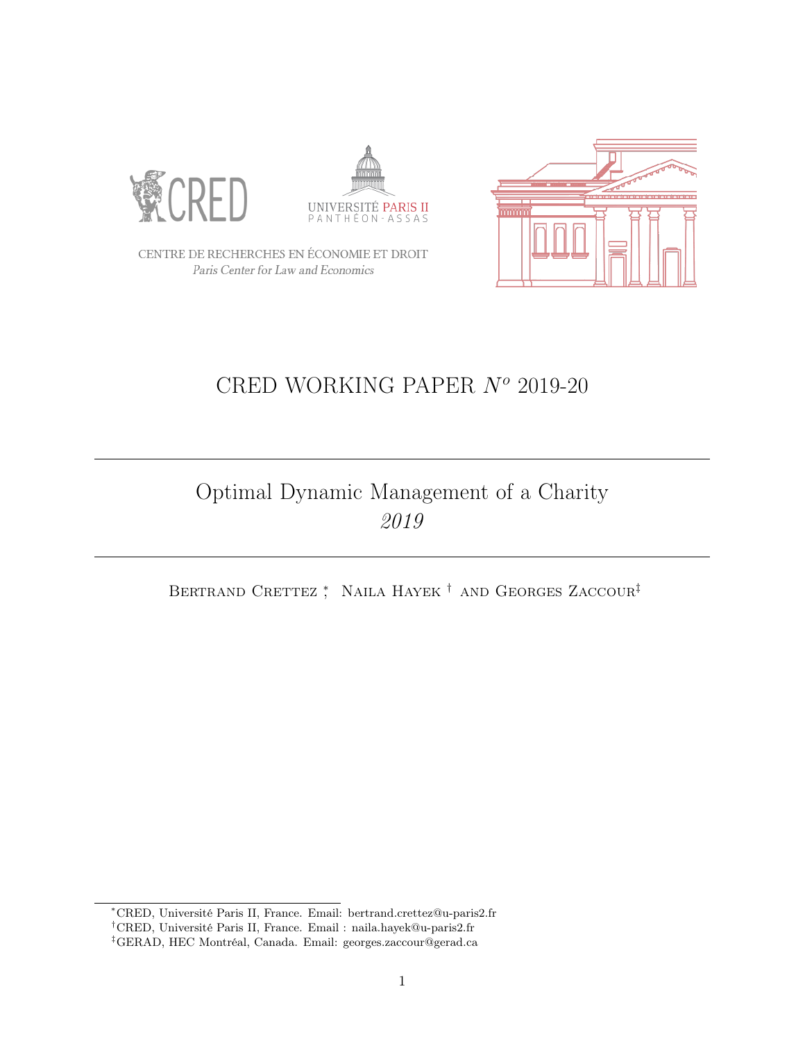CENTRE DE RECHERCHES EN ÉCONOMIE ET DROIT
*Paris Center for Law and Economics*

# CRED WORKING PAPER $N^o$ 2019-20

---

## Optimal Dynamic Management of a Charity
*2019*

---

Bertrand Crettez [*], Naila Hayek [†] and Georges Zaccour [‡]

[*] CRED, Université Paris II, France. Email: bertrand.crettez@u-paris2.fr

[†] CRED, Université Paris II, France. Email : naila.hayek@u-paris2.fr

[‡] GERAD, HEC Montréal, Canada. Email: georges.zaccour@gerad.ca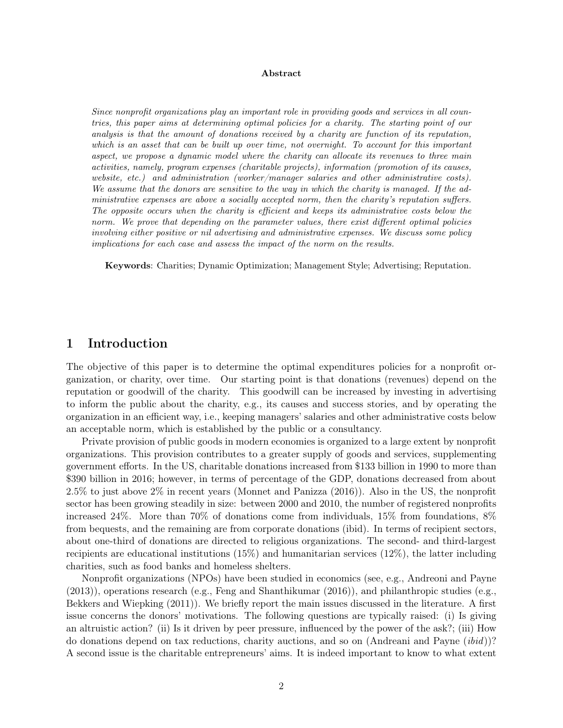**Abstract**

*Since nonprofit organizations play an important role in providing goods and services in all countries, this paper aims at determining optimal policies for a charity. The starting point of our analysis is that the amount of donations received by a charity are function of its reputation, which is an asset that can be built up over time, not overnight. To account for this important aspect, we propose a dynamic model where the charity can allocate its revenues to three main activities, namely, program expenses (charitable projects), information (promotion of its causes, website, etc.) and administration (worker/manager salaries and other administrative costs). We assume that the donors are sensitive to the way in which the charity is managed. If the administrative expenses are above a socially accepted norm, then the charity's reputation suffers. The opposite occurs when the charity is efficient and keeps its administrative costs below the norm. We prove that depending on the parameter values, there exist different optimal policies involving either positive or nil advertising and administrative expenses. We discuss some policy implications for each case and assess the impact of the norm on the results.*

**Keywords**: Charities; Dynamic Optimization; Management Style; Advertising; Reputation.

# 1 Introduction

The objective of this paper is to determine the optimal expenditures policies for a nonprofit organization, or charity, over time. Our starting point is that donations (revenues) depend on the reputation or goodwill of the charity. This goodwill can be increased by investing in advertising to inform the public about the charity, e.g., its causes and success stories, and by operating the organization in an efficient way, i.e., keeping managers' salaries and other administrative costs below an acceptable norm, which is established by the public or a consultancy.

Private provision of public goods in modern economies is organized to a large extent by nonprofit organizations. This provision contributes to a greater supply of goods and services, supplementing government efforts. In the US, charitable donations increased from \$133 billion in 1990 to more than \$390 billion in 2016; however, in terms of percentage of the GDP, donations decreased from about 2.5% to just above 2% in recent years (Monnet and Panizza (2016)). Also in the US, the nonprofit sector has been growing steadily in size: between 2000 and 2010, the number of registered nonprofits increased 24%. More than 70% of donations come from individuals, 15% from foundations, 8% from bequests, and the remaining are from corporate donations (ibid). In terms of recipient sectors, about one-third of donations are directed to religious organizations. The second- and third-largest recipients are educational institutions (15%) and humanitarian services (12%), the latter including charities, such as food banks and homeless shelters.

Nonprofit organizations (NPOs) have been studied in economics (see, e.g., Andreoni and Payne (2013)), operations research (e.g., Feng and Shanthikumar (2016)), and philanthropic studies (e.g., Bekkers and Wiepking (2011)). We briefly report the main issues discussed in the literature. A first issue concerns the donors' motivations. The following questions are typically raised: (i) Is giving an altruistic action? (ii) Is it driven by peer pressure, influenced by the power of the ask?; (iii) How do donations depend on tax reductions, charity auctions, and so on (Andreani and Payne (*ibid*))? A second issue is the charitable entrepreneurs' aims. It is indeed important to know to what extent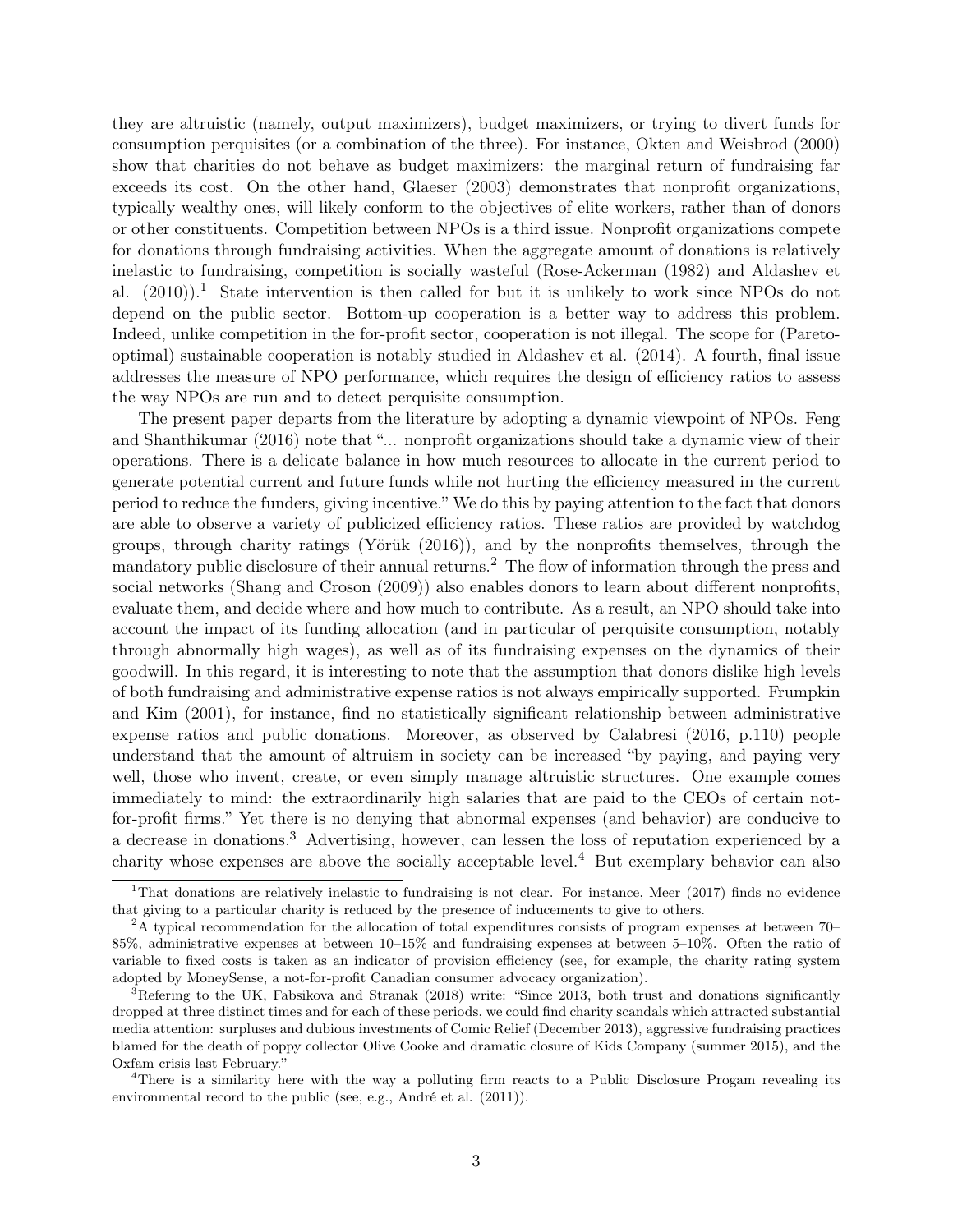they are altruistic (namely, output maximizers), budget maximizers, or trying to divert funds for consumption perquisites (or a combination of the three). For instance, Okten and Weisbrod (2000) show that charities do not behave as budget maximizers: the marginal return of fundraising far exceeds its cost. On the other hand, Glaeser (2003) demonstrates that nonprofit organizations, typically wealthy ones, will likely conform to the objectives of elite workers, rather than of donors or other constituents. Competition between NPOs is a third issue. Nonprofit organizations compete for donations through fundraising activities. When the aggregate amount of donations is relatively inelastic to fundraising, competition is socially wasteful (Rose-Ackerman (1982) and Aldashev et al. (2010)).[1] State intervention is then called for but it is unlikely to work since NPOs do not depend on the public sector. Bottom-up cooperation is a better way to address this problem. Indeed, unlike competition in the for-profit sector, cooperation is not illegal. The scope for (Pareto-optimal) sustainable cooperation is notably studied in Aldashev et al. (2014). A fourth, final issue addresses the measure of NPO performance, which requires the design of efficiency ratios to assess the way NPOs are run and to detect perquisite consumption.

The present paper departs from the literature by adopting a dynamic viewpoint of NPOs. Feng and Shanthikumar (2016) note that "... nonprofit organizations should take a dynamic view of their operations. There is a delicate balance in how much resources to allocate in the current period to generate potential current and future funds while not hurting the efficiency measured in the current period to reduce the funders, giving incentive." We do this by paying attention to the fact that donors are able to observe a variety of publicized efficiency ratios. These ratios are provided by watchdog groups, through charity ratings (Yörük (2016)), and by the nonprofits themselves, through the mandatory public disclosure of their annual returns.[2] The flow of information through the press and social networks (Shang and Croson (2009)) also enables donors to learn about different nonprofits, evaluate them, and decide where and how much to contribute. As a result, an NPO should take into account the impact of its funding allocation (and in particular of perquisite consumption, notably through abnormally high wages), as well as of its fundraising expenses on the dynamics of their goodwill. In this regard, it is interesting to note that the assumption that donors dislike high levels of both fundraising and administrative expense ratios is not always empirically supported. Frumpkin and Kim (2001), for instance, find no statistically significant relationship between administrative expense ratios and public donations. Moreover, as observed by Calabresi (2016, p.110) people understand that the amount of altruism in society can be increased "by paying, and paying very well, those who invent, create, or even simply manage altruistic structures. One example comes immediately to mind: the extraordinarily high salaries that are paid to the CEOs of certain not-for-profit firms." Yet there is no denying that abnormal expenses (and behavior) are conducive to a decrease in donations.[3] Advertising, however, can lessen the loss of reputation experienced by a charity whose expenses are above the socially acceptable level.[4] But exemplary behavior can also

[1] That donations are relatively inelastic to fundraising is not clear. For instance, Meer (2017) finds no evidence that giving to a particular charity is reduced by the presence of inducements to give to others.

[2] A typical recommendation for the allocation of total expenditures consists of program expenses at between 70–85%, administrative expenses at between 10–15% and fundraising expenses at between 5–10%. Often the ratio of variable to fixed costs is taken as an indicator of provision efficiency (see, for example, the charity rating system adopted by MoneySense, a not-for-profit Canadian consumer advocacy organization).

[3] Refering to the UK, Fabsikova and Stranak (2018) write: "Since 2013, both trust and donations significantly dropped at three distinct times and for each of these periods, we could find charity scandals which attracted substantial media attention: surpluses and dubious investments of Comic Relief (December 2013), aggressive fundraising practices blamed for the death of poppy collector Olive Cooke and dramatic closure of Kids Company (summer 2015), and the Oxfam crisis last February."

[4] There is a similarity here with the way a polluting firm reacts to a Public Disclosure Progam revealing its environmental record to the public (see, e.g., André et al. (2011)).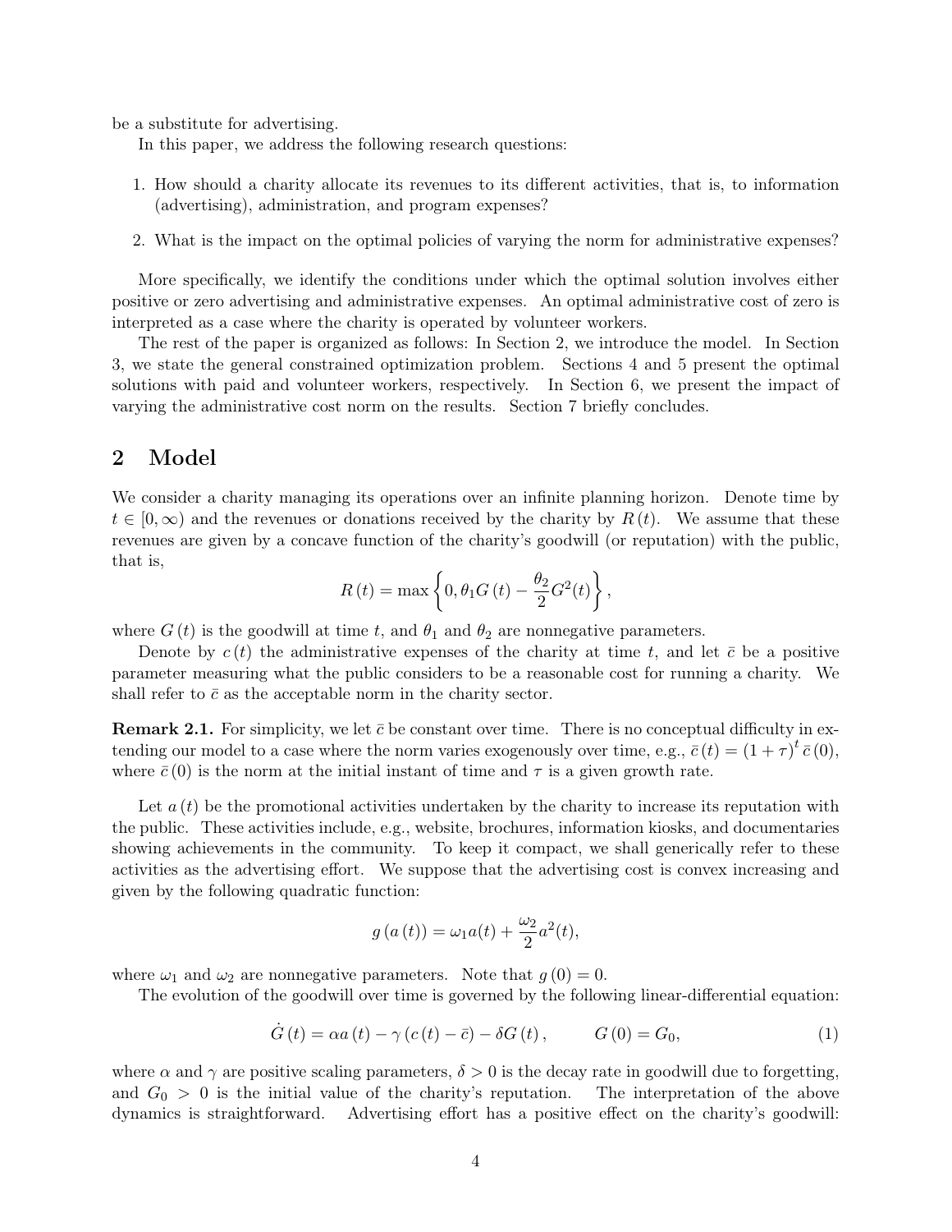be a substitute for advertising.

In this paper, we address the following research questions:

1. How should a charity allocate its revenues to its different activities, that is, to information (advertising), administration, and program expenses?
2. What is the impact on the optimal policies of varying the norm for administrative expenses?

More specifically, we identify the conditions under which the optimal solution involves either positive or zero advertising and administrative expenses. An optimal administrative cost of zero is interpreted as a case where the charity is operated by volunteer workers.

The rest of the paper is organized as follows: In Section 2, we introduce the model. In Section 3, we state the general constrained optimization problem. Sections 4 and 5 present the optimal solutions with paid and volunteer workers, respectively. In Section 6, we present the impact of varying the administrative cost norm on the results. Section 7 briefly concludes.

## 2 Model

We consider a charity managing its operations over an infinite planning horizon. Denote time by $t \in [0, \infty)$ and the revenues or donations received by the charity by $R(t)$. We assume that these revenues are given by a concave function of the charity's goodwill (or reputation) with the public, that is,

$$R(t) = \max\left\{0, \theta_1 G(t) - \frac{\theta_2}{2} G^2(t)\right\},$$

where $G(t)$ is the goodwill at time $t$, and $\theta_1$ and $\theta_2$ are nonnegative parameters.

Denote by $c(t)$ the administrative expenses of the charity at time $t$, and let $\bar{c}$ be a positive parameter measuring what the public considers to be a reasonable cost for running a charity. We shall refer to $\bar{c}$ as the acceptable norm in the charity sector.

**Remark 2.1.** For simplicity, we let $\bar{c}$ be constant over time. There is no conceptual difficulty in extending our model to a case where the norm varies exogenously over time, e.g., $\bar{c}(t) = (1+\tau)^t \bar{c}(0)$, where $\bar{c}(0)$ is the norm at the initial instant of time and $\tau$ is a given growth rate.

Let $a(t)$ be the promotional activities undertaken by the charity to increase its reputation with the public. These activities include, e.g., website, brochures, information kiosks, and documentaries showing achievements in the community. To keep it compact, we shall generically refer to these activities as the advertising effort. We suppose that the advertising cost is convex increasing and given by the following quadratic function:

$$g(a(t)) = \omega_1 a(t) + \frac{\omega_2}{2} a^2(t),$$

where $\omega_1$ and $\omega_2$ are nonnegative parameters. Note that $g(0) = 0$.

The evolution of the goodwill over time is governed by the following linear-differential equation:

$$\dot{G}(t) = \alpha a(t) - \gamma(c(t) - \bar{c}) - \delta G(t), \qquad G(0) = G_0, \tag{1}$$

where $\alpha$ and $\gamma$ are positive scaling parameters, $\delta > 0$ is the decay rate in goodwill due to forgetting, and $G_0 > 0$ is the initial value of the charity's reputation. The interpretation of the above dynamics is straightforward. Advertising effort has a positive effect on the charity's goodwill: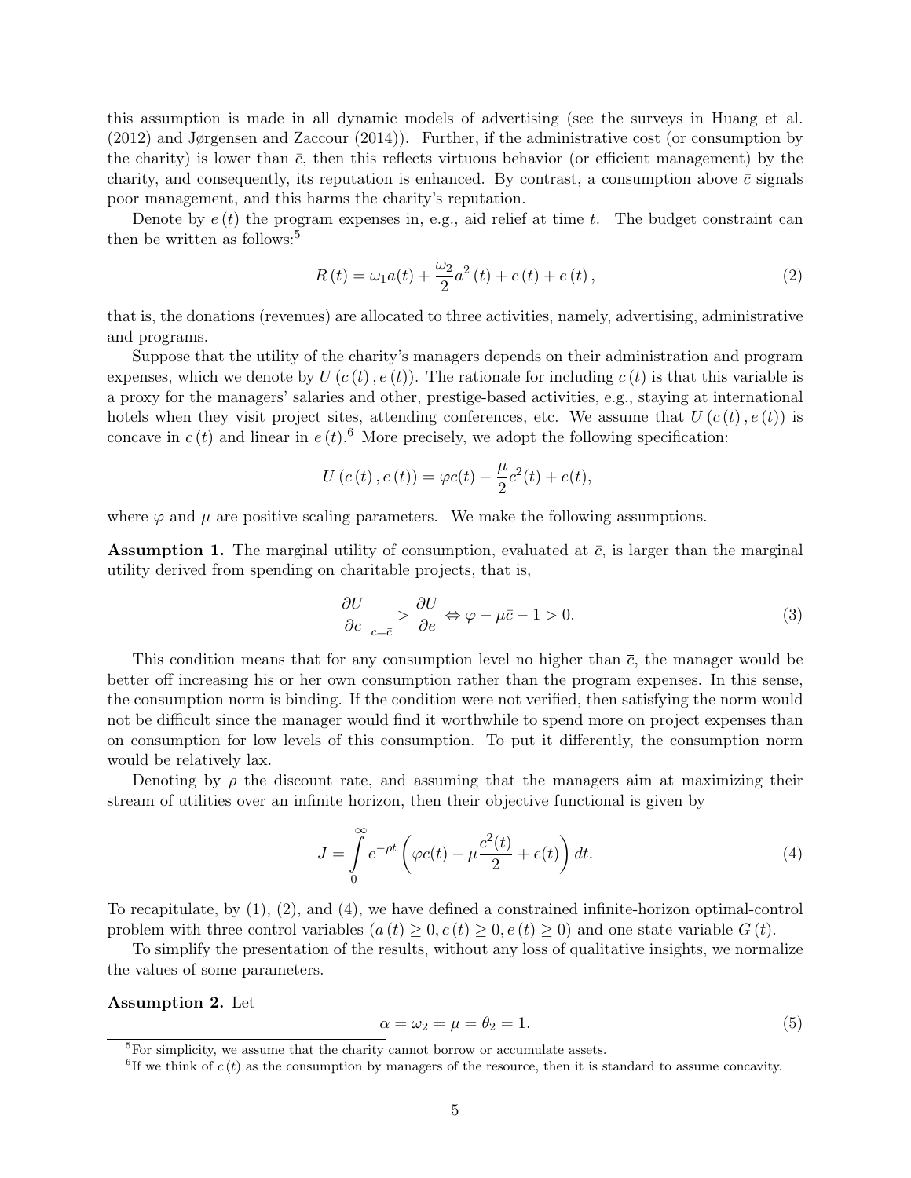this assumption is made in all dynamic models of advertising (see the surveys in Huang et al. (2012) and Jørgensen and Zaccour (2014)). Further, if the administrative cost (or consumption by the charity) is lower than $\bar{c}$, then this reflects virtuous behavior (or efficient management) by the charity, and consequently, its reputation is enhanced. By contrast, a consumption above $\bar{c}$ signals poor management, and this harms the charity's reputation.

Denote by $e(t)$ the program expenses in, e.g., aid relief at time $t$. The budget constraint can then be written as follows:[5]

$$R(t) = \omega_1 a(t) + \frac{\omega_2}{2} a^2(t) + c(t) + e(t), \tag{2}$$

that is, the donations (revenues) are allocated to three activities, namely, advertising, administrative and programs.

Suppose that the utility of the charity's managers depends on their administration and program expenses, which we denote by $U(c(t), e(t))$. The rationale for including $c(t)$ is that this variable is a proxy for the managers' salaries and other, prestige-based activities, e.g., staying at international hotels when they visit project sites, attending conferences, etc. We assume that $U(c(t), e(t))$ is concave in $c(t)$ and linear in $e(t)$.[6] More precisely, we adopt the following specification:

$$U(c(t), e(t)) = \varphi c(t) - \frac{\mu}{2} c^2(t) + e(t),$$

where $\varphi$ and $\mu$ are positive scaling parameters. We make the following assumptions.

**Assumption 1.** The marginal utility of consumption, evaluated at $\bar{c}$, is larger than the marginal utility derived from spending on charitable projects, that is,

$$\left.\frac{\partial U}{\partial c}\right|_{c=\bar{c}} > \frac{\partial U}{\partial e} \Leftrightarrow \varphi - \mu\bar{c} - 1 > 0. \tag{3}$$

This condition means that for any consumption level no higher than $\bar{c}$, the manager would be better off increasing his or her own consumption rather than the program expenses. In this sense, the consumption norm is binding. If the condition were not verified, then satisfying the norm would not be difficult since the manager would find it worthwhile to spend more on project expenses than on consumption for low levels of this consumption. To put it differently, the consumption norm would be relatively lax.

Denoting by $\rho$ the discount rate, and assuming that the managers aim at maximizing their stream of utilities over an infinite horizon, then their objective functional is given by

$$J = \int_0^\infty e^{-\rho t} \left( \varphi c(t) - \mu \frac{c^2(t)}{2} + e(t) \right) dt. \tag{4}$$

To recapitulate, by (1), (2), and (4), we have defined a constrained infinite-horizon optimal-control problem with three control variables ($a(t) \geq 0, c(t) \geq 0, e(t) \geq 0$) and one state variable $G(t)$.

To simplify the presentation of the results, without any loss of qualitative insights, we normalize the values of some parameters.

**Assumption 2.** Let

$$\alpha = \omega_2 = \mu = \theta_2 = 1. \tag{5}$$

[5] For simplicity, we assume that the charity cannot borrow or accumulate assets.

[6] If we think of $c(t)$ as the consumption by managers of the resource, then it is standard to assume concavity.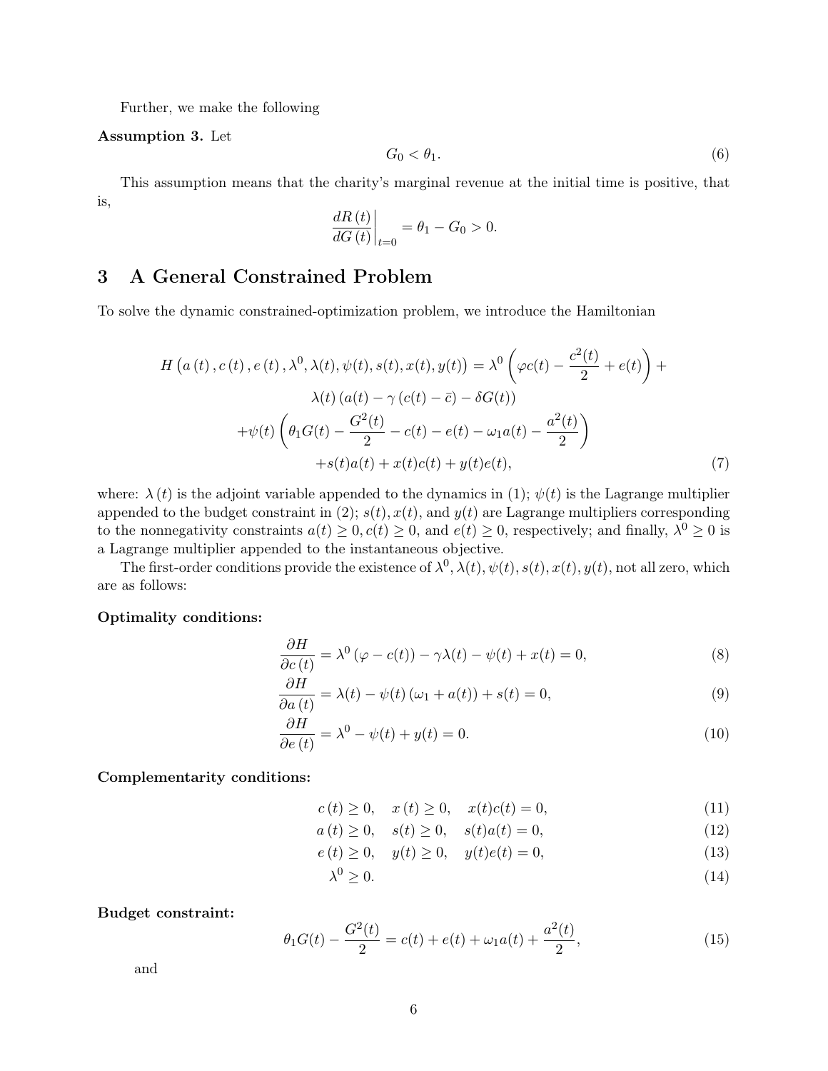Further, we make the following

**Assumption 3.** Let

$$G_0 < \theta_1. \tag{6}$$

This assumption means that the charity's marginal revenue at the initial time is positive, that is,

$$\left.\frac{dR(t)}{dG(t)}\right|_{t=0} = \theta_1 - G_0 > 0.$$

## 3 A General Constrained Problem

To solve the dynamic constrained-optimization problem, we introduce the Hamiltonian

$$\begin{gathered}
H\left(a(t), c(t), e(t), \lambda^0, \lambda(t), \psi(t), s(t), x(t), y(t)\right) = \lambda^0\left(\varphi c(t) - \frac{c^2(t)}{2} + e(t)\right) + \\
\lambda(t)\left(a(t) - \gamma\left(c(t) - \bar{c}\right) - \delta G(t)\right) \\
+\psi(t)\left(\theta_1 G(t) - \frac{G^2(t)}{2} - c(t) - e(t) - \omega_1 a(t) - \frac{a^2(t)}{2}\right) \\
+s(t)a(t) + x(t)c(t) + y(t)e(t),
\end{gathered} \tag{7}$$

where: $\lambda(t)$ is the adjoint variable appended to the dynamics in (1); $\psi(t)$ is the Lagrange multiplier appended to the budget constraint in (2); $s(t), x(t)$, and $y(t)$ are Lagrange multipliers corresponding to the nonnegativity constraints $a(t) \geq 0, c(t) \geq 0$, and $e(t) \geq 0$, respectively; and finally, $\lambda^0 \geq 0$ is a Lagrange multiplier appended to the instantaneous objective.

The first-order conditions provide the existence of $\lambda^0, \lambda(t), \psi(t), s(t), x(t), y(t)$, not all zero, which are as follows:

**Optimality conditions:**

$$\frac{\partial H}{\partial c(t)} = \lambda^0\left(\varphi - c(t)\right) - \gamma\lambda(t) - \psi(t) + x(t) = 0, \tag{8}$$

$$\frac{\partial H}{\partial a(t)} = \lambda(t) - \psi(t)\left(\omega_1 + a(t)\right) + s(t) = 0, \tag{9}$$

$$\frac{\partial H}{\partial e(t)} = \lambda^0 - \psi(t) + y(t) = 0. \tag{10}$$

**Complementarity conditions:**

$$c(t) \geq 0, \quad x(t) \geq 0, \quad x(t)c(t) = 0, \tag{11}$$

$$a(t) \geq 0, \quad s(t) \geq 0, \quad s(t)a(t) = 0, \tag{12}$$

$$e(t) \geq 0, \quad y(t) \geq 0, \quad y(t)e(t) = 0, \tag{13}$$

$$\lambda^0 \geq 0. \tag{14}$$

**Budget constraint:**

$$\theta_1 G(t) - \frac{G^2(t)}{2} = c(t) + e(t) + \omega_1 a(t) + \frac{a^2(t)}{2}, \tag{15}$$

and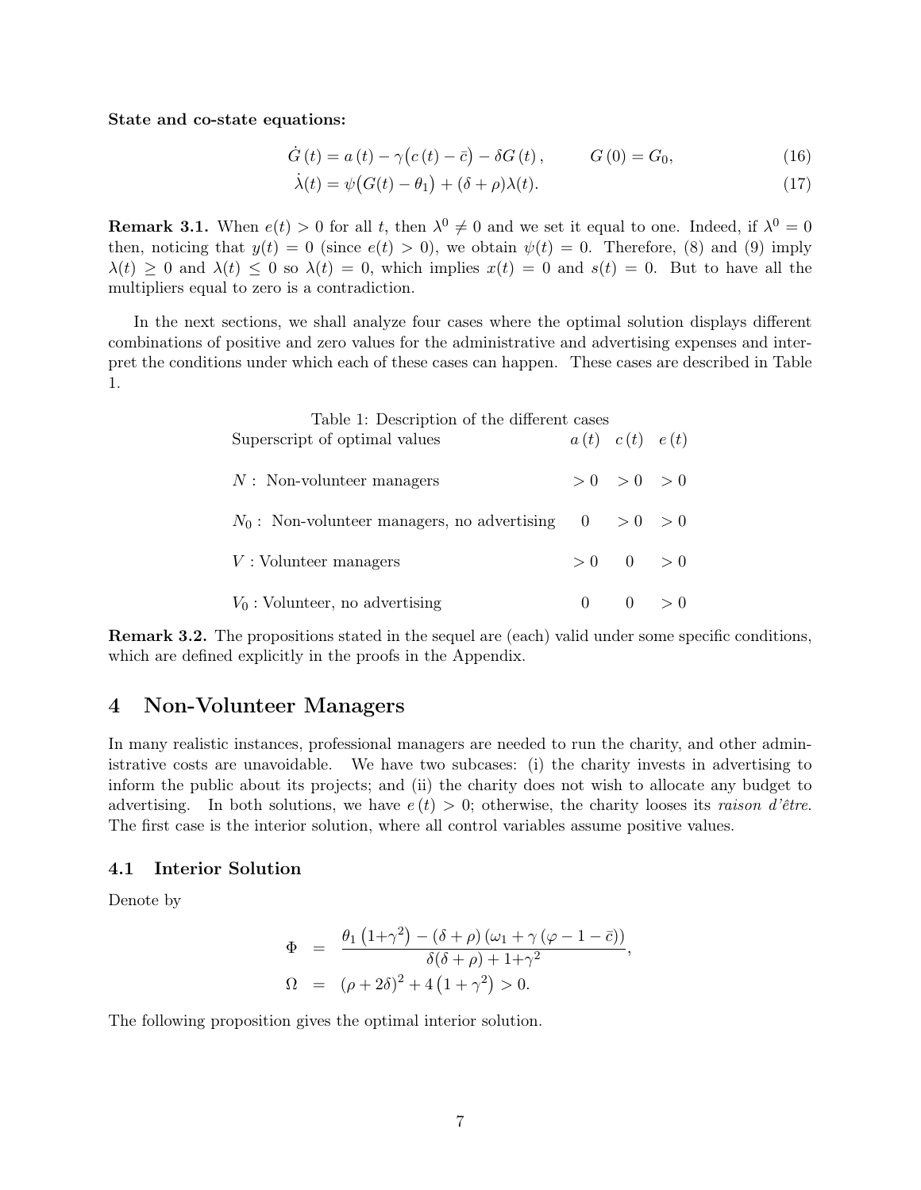**State and co-state equations:**

$$\dot{G}(t) = a(t) - \gamma\big(c(t) - \bar{c}\big) - \delta G(t), \qquad G(0) = G_0, \tag{16}$$

$$\dot{\lambda}(t) = \psi\big(G(t) - \theta_1\big) + (\delta + \rho)\lambda(t). \tag{17}$$

**Remark 3.1.** When $e(t) > 0$ for all $t$, then $\lambda^0 \neq 0$ and we set it equal to one. Indeed, if $\lambda^0 = 0$ then, noticing that $y(t) = 0$ (since $e(t) > 0$), we obtain $\psi(t) = 0$. Therefore, (8) and (9) imply $\lambda(t) \geq 0$ and $\lambda(t) \leq 0$ so $\lambda(t) = 0$, which implies $x(t) = 0$ and $s(t) = 0$. But to have all the multipliers equal to zero is a contradiction.

In the next sections, we shall analyze four cases where the optimal solution displays different combinations of positive and zero values for the administrative and advertising expenses and interpret the conditions under which each of these cases can happen. These cases are described in Table 1.

Table 1: Description of the different cases

| Superscript of optimal values | $a(t)$ | $c(t)$ | $e(t)$ |
|---|---|---|---|
| $N$ : Non-volunteer managers | $> 0$ | $> 0$ | $> 0$ |
| $N_0$ : Non-volunteer managers, no advertising | $0$ | $> 0$ | $> 0$ |
| $V$ : Volunteer managers | $> 0$ | $0$ | $> 0$ |
| $V_0$ : Volunteer, no advertising | $0$ | $0$ | $> 0$ |

**Remark 3.2.** The propositions stated in the sequel are (each) valid under some specific conditions, which are defined explicitly in the proofs in the Appendix.

# 4 Non-Volunteer Managers

In many realistic instances, professional managers are needed to run the charity, and other administrative costs are unavoidable. We have two subcases: (i) the charity invests in advertising to inform the public about its projects; and (ii) the charity does not wish to allocate any budget to advertising. In both solutions, we have $e(t) > 0$; otherwise, the charity looses its *raison d'être*. The first case is the interior solution, where all control variables assume positive values.

## 4.1 Interior Solution

Denote by

$$\Phi = \frac{\theta_1\left(1+\gamma^2\right) - (\delta+\rho)\left(\omega_1 + \gamma\left(\varphi - 1 - \bar{c}\right)\right)}{\delta(\delta+\rho) + 1+\gamma^2},$$

$$\Omega = (\rho + 2\delta)^2 + 4\left(1+\gamma^2\right) > 0.$$

The following proposition gives the optimal interior solution.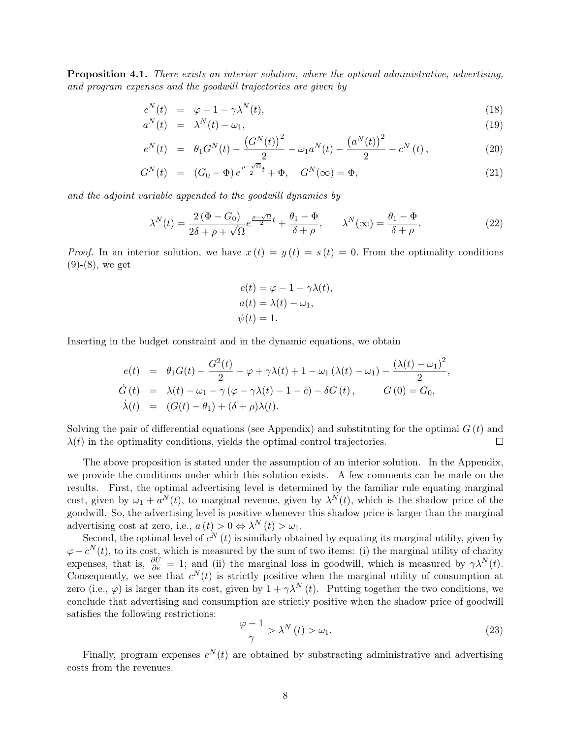**Proposition 4.1.** *There exists an interior solution, where the optimal administrative, advertising, and program expenses and the goodwill trajectories are given by*

$$
\begin{aligned}
c^N(t) &= \varphi - 1 - \gamma \lambda^N(t), &(18)\\
a^N(t) &= \lambda^N(t) - \omega_1, &(19)\\
e^N(t) &= \theta_1 G^N(t) - \frac{\left(G^N(t)\right)^2}{2} - \omega_1 a^N(t) - \frac{\left(a^N(t)\right)^2}{2} - c^N(t), &(20)\\
G^N(t) &= (G_0 - \Phi)\, e^{\frac{\rho-\sqrt{\Omega}}{2}t} + \Phi, \quad G^N(\infty) = \Phi, &(21)
\end{aligned}
$$

*and the adjoint variable appended to the goodwill dynamics by*

$$
\lambda^N(t) = \frac{2(\Phi - G_0)}{2\delta + \rho + \sqrt{\Omega}} e^{\frac{\rho-\sqrt{\Omega}}{2}t} + \frac{\theta_1 - \Phi}{\delta + \rho}, \qquad \lambda^N(\infty) = \frac{\theta_1 - \Phi}{\delta + \rho}. \tag{22}
$$

*Proof.* In an interior solution, we have $x(t) = y(t) = s(t) = 0$. From the optimality conditions (9)-(8), we get

$$
\begin{aligned}
c(t) &= \varphi - 1 - \gamma \lambda(t),\\
a(t) &= \lambda(t) - \omega_1,\\
\psi(t) &= 1.
\end{aligned}
$$

Inserting in the budget constraint and in the dynamic equations, we obtain

$$
\begin{aligned}
e(t) &= \theta_1 G(t) - \frac{G^2(t)}{2} - \varphi + \gamma\lambda(t) + 1 - \omega_1(\lambda(t) - \omega_1) - \frac{(\lambda(t) - \omega_1)^2}{2},\\
\dot{G}(t) &= \lambda(t) - \omega_1 - \gamma(\varphi - \gamma\lambda(t) - 1 - \bar{c}) - \delta G(t), \qquad G(0) = G_0,\\
\dot{\lambda}(t) &= (G(t) - \theta_1) + (\delta + \rho)\lambda(t).
\end{aligned}
$$

Solving the pair of differential equations (see Appendix) and substituting for the optimal $G(t)$ and $\lambda(t)$ in the optimality conditions, yields the optimal control trajectories. $\square$

The above proposition is stated under the assumption of an interior solution. In the Appendix, we provide the conditions under which this solution exists. A few comments can be made on the results. First, the optimal advertising level is determined by the familiar rule equating marginal cost, given by $\omega_1 + a^N(t)$, to marginal revenue, given by $\lambda^N(t)$, which is the shadow price of the goodwill. So, the advertising level is positive whenever this shadow price is larger than the marginal advertising cost at zero, i.e., $a(t) > 0 \Leftrightarrow \lambda^N(t) > \omega_1$.

Second, the optimal level of $c^N(t)$ is similarly obtained by equating its marginal utility, given by $\varphi - c^N(t)$, to its cost, which is measured by the sum of two items: (i) the marginal utility of charity expenses, that is, $\frac{\partial U}{\partial e} = 1$; and (ii) the marginal loss in goodwill, which is measured by $\gamma\lambda^N(t)$. Consequently, we see that $c^N(t)$ is strictly positive when the marginal utility of consumption at zero (i.e., $\varphi$) is larger than its cost, given by $1 + \gamma\lambda^N(t)$. Putting together the two conditions, we conclude that advertising and consumption are strictly positive when the shadow price of goodwill satisfies the following restrictions:

$$
\frac{\varphi - 1}{\gamma} > \lambda^N(t) > \omega_1. \tag{23}
$$

Finally, program expenses $e^N(t)$ are obtained by substracting administrative and advertising costs from the revenues.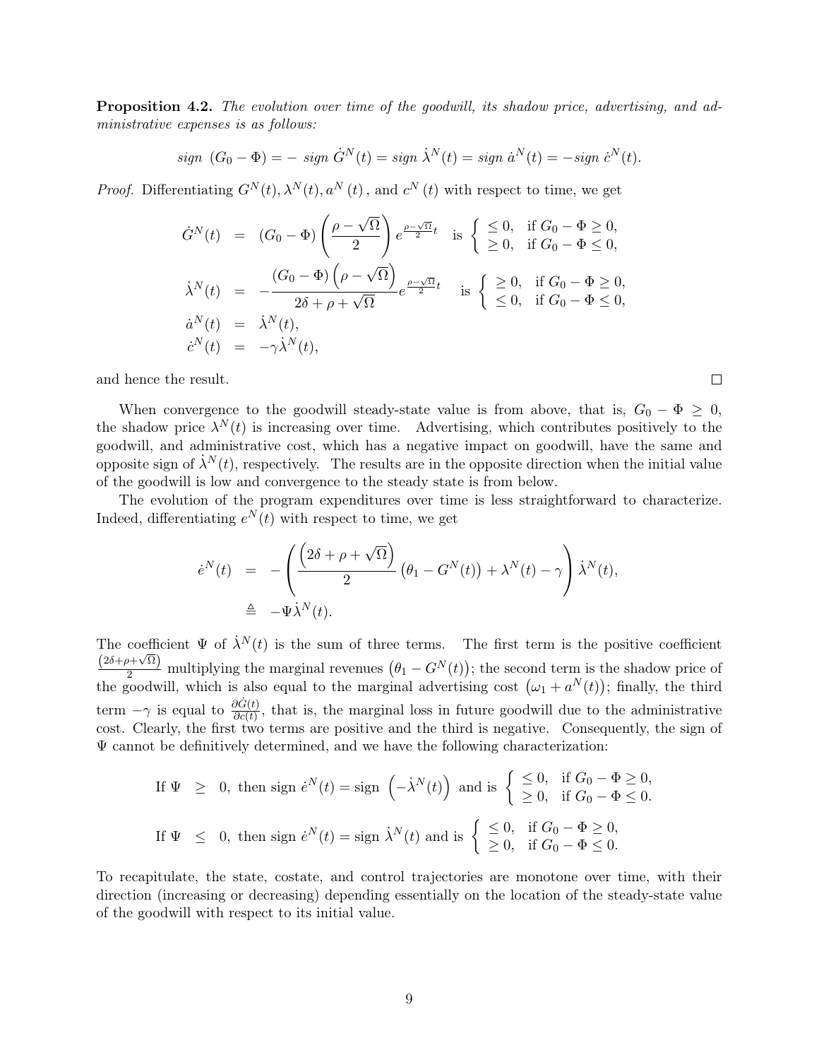**Proposition 4.2.** *The evolution over time of the goodwill, its shadow price, advertising, and administrative expenses is as follows:*

$$\text{sign } (G_0 - \Phi) = - \text{ sign } \dot{G}^N(t) = \text{sign } \dot{\lambda}^N(t) = \text{sign } \dot{a}^N(t) = -\text{sign } \dot{c}^N(t).$$

*Proof.* Differentiating $G^N(t), \lambda^N(t), a^N(t)$, and $c^N(t)$ with respect to time, we get

$$\begin{aligned}
\dot{G}^N(t) &= (G_0 - \Phi)\left(\frac{\rho - \sqrt{\Omega}}{2}\right) e^{\frac{\rho - \sqrt{\Omega}}{2}t} \quad \text{is } \begin{cases} \leq 0, & \text{if } G_0 - \Phi \geq 0, \\ \geq 0, & \text{if } G_0 - \Phi \leq 0, \end{cases} \\
\dot{\lambda}^N(t) &= -\frac{(G_0 - \Phi)\left(\rho - \sqrt{\Omega}\right)}{2\delta + \rho + \sqrt{\Omega}} e^{\frac{\rho - \sqrt{\Omega}}{2}t} \quad \text{is } \begin{cases} \geq 0, & \text{if } G_0 - \Phi \geq 0, \\ \leq 0, & \text{if } G_0 - \Phi \leq 0, \end{cases} \\
\dot{a}^N(t) &= \dot{\lambda}^N(t), \\
\dot{c}^N(t) &= -\gamma \dot{\lambda}^N(t),
\end{aligned}$$

and hence the result. □

When convergence to the goodwill steady-state value is from above, that is, $G_0 - \Phi \geq 0$, the shadow price $\lambda^N(t)$ is increasing over time. Advertising, which contributes positively to the goodwill, and administrative cost, which has a negative impact on goodwill, have the same and opposite sign of $\dot{\lambda}^N(t)$, respectively. The results are in the opposite direction when the initial value of the goodwill is low and convergence to the steady state is from below.

The evolution of the program expenditures over time is less straightforward to characterize. Indeed, differentiating $e^N(t)$ with respect to time, we get

$$\begin{aligned}
\dot{e}^N(t) &= -\left(\frac{\left(2\delta + \rho + \sqrt{\Omega}\right)}{2}\left(\theta_1 - G^N(t)\right) + \lambda^N(t) - \gamma\right)\dot{\lambda}^N(t), \\
&\triangleq -\Psi \dot{\lambda}^N(t).
\end{aligned}$$

The coefficient $\Psi$ of $\dot{\lambda}^N(t)$ is the sum of three terms. The first term is the positive coefficient $\frac{\left(2\delta+\rho+\sqrt{\Omega}\right)}{2}$ multiplying the marginal revenues $\left(\theta_1 - G^N(t)\right)$; the second term is the shadow price of the goodwill, which is also equal to the marginal advertising cost $\left(\omega_1 + a^N(t)\right)$; finally, the third term $-\gamma$ is equal to $\frac{\partial \dot{G}(t)}{\partial c(t)}$, that is, the marginal loss in future goodwill due to the administrative cost. Clearly, the first two terms are positive and the third is negative. Consequently, the sign of $\Psi$ cannot be definitively determined, and we have the following characterization:

$$\text{If } \Psi \geq 0, \text{ then sign } \dot{e}^N(t) = \text{sign } \left(-\dot{\lambda}^N(t)\right) \text{ and is } \begin{cases} \leq 0, & \text{if } G_0 - \Phi \geq 0, \\ \geq 0, & \text{if } G_0 - \Phi \leq 0. \end{cases}$$

$$\text{If } \Psi \leq 0, \text{ then sign } \dot{e}^N(t) = \text{sign } \dot{\lambda}^N(t) \text{ and is } \begin{cases} \leq 0, & \text{if } G_0 - \Phi \geq 0, \\ \geq 0, & \text{if } G_0 - \Phi \leq 0. \end{cases}$$

To recapitulate, the state, costate, and control trajectories are monotone over time, with their direction (increasing or decreasing) depending essentially on the location of the steady-state value of the goodwill with respect to its initial value.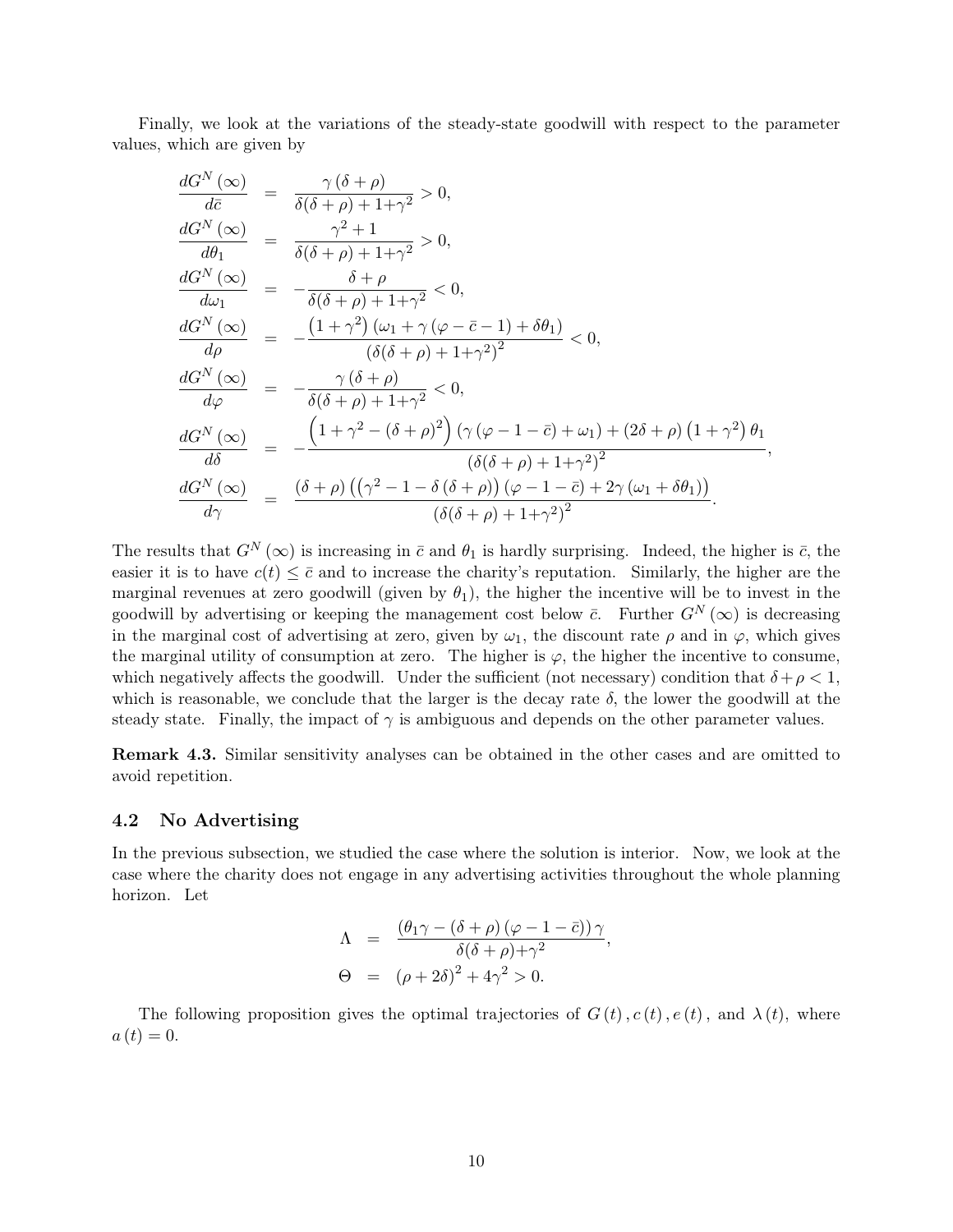Finally, we look at the variations of the steady-state goodwill with respect to the parameter values, which are given by

$$
\begin{aligned}
\frac{dG^N(\infty)}{d\bar{c}} &= \frac{\gamma(\delta+\rho)}{\delta(\delta+\rho)+1+\gamma^2} > 0, \\
\frac{dG^N(\infty)}{d\theta_1} &= \frac{\gamma^2+1}{\delta(\delta+\rho)+1+\gamma^2} > 0, \\
\frac{dG^N(\infty)}{d\omega_1} &= -\frac{\delta+\rho}{\delta(\delta+\rho)+1+\gamma^2} < 0, \\
\frac{dG^N(\infty)}{d\rho} &= -\frac{\left(1+\gamma^2\right)\left(\omega_1+\gamma\left(\varphi-\bar{c}-1\right)+\delta\theta_1\right)}{\left(\delta(\delta+\rho)+1+\gamma^2\right)^2} < 0, \\
\frac{dG^N(\infty)}{d\varphi} &= -\frac{\gamma(\delta+\rho)}{\delta(\delta+\rho)+1+\gamma^2} < 0, \\
\frac{dG^N(\infty)}{d\delta} &= -\frac{\left(1+\gamma^2-(\delta+\rho)^2\right)\left(\gamma\left(\varphi-1-\bar{c}\right)+\omega_1\right)+(2\delta+\rho)\left(1+\gamma^2\right)\theta_1}{\left(\delta(\delta+\rho)+1+\gamma^2\right)^2}, \\
\frac{dG^N(\infty)}{d\gamma} &= \frac{(\delta+\rho)\left(\left(\gamma^2-1-\delta(\delta+\rho)\right)\left(\varphi-1-\bar{c}\right)+2\gamma\left(\omega_1+\delta\theta_1\right)\right)}{\left(\delta(\delta+\rho)+1+\gamma^2\right)^2}.
\end{aligned}
$$

The results that $G^N(\infty)$ is increasing in $\bar{c}$ and $\theta_1$ is hardly surprising. Indeed, the higher is $\bar{c}$, the easier it is to have $c(t) \leq \bar{c}$ and to increase the charity's reputation. Similarly, the higher are the marginal revenues at zero goodwill (given by $\theta_1$), the higher the incentive will be to invest in the goodwill by advertising or keeping the management cost below $\bar{c}$. Further $G^N(\infty)$ is decreasing in the marginal cost of advertising at zero, given by $\omega_1$, the discount rate $\rho$ and in $\varphi$, which gives the marginal utility of consumption at zero. The higher is $\varphi$, the higher the incentive to consume, which negatively affects the goodwill. Under the sufficient (not necessary) condition that $\delta+\rho<1$, which is reasonable, we conclude that the larger is the decay rate $\delta$, the lower the goodwill at the steady state. Finally, the impact of $\gamma$ is ambiguous and depends on the other parameter values.

**Remark 4.3.** Similar sensitivity analyses can be obtained in the other cases and are omitted to avoid repetition.

### 4.2 No Advertising

In the previous subsection, we studied the case where the solution is interior. Now, we look at the case where the charity does not engage in any advertising activities throughout the whole planning horizon. Let

$$
\begin{aligned}
\Lambda &= \frac{\left(\theta_1\gamma-(\delta+\rho)\left(\varphi-1-\bar{c}\right)\right)\gamma}{\delta(\delta+\rho)+\gamma^2}, \\
\Theta &= (\rho+2\delta)^2+4\gamma^2 > 0.
\end{aligned}
$$

The following proposition gives the optimal trajectories of $G(t)$, $c(t)$, $e(t)$, and $\lambda(t)$, where $a(t)=0$.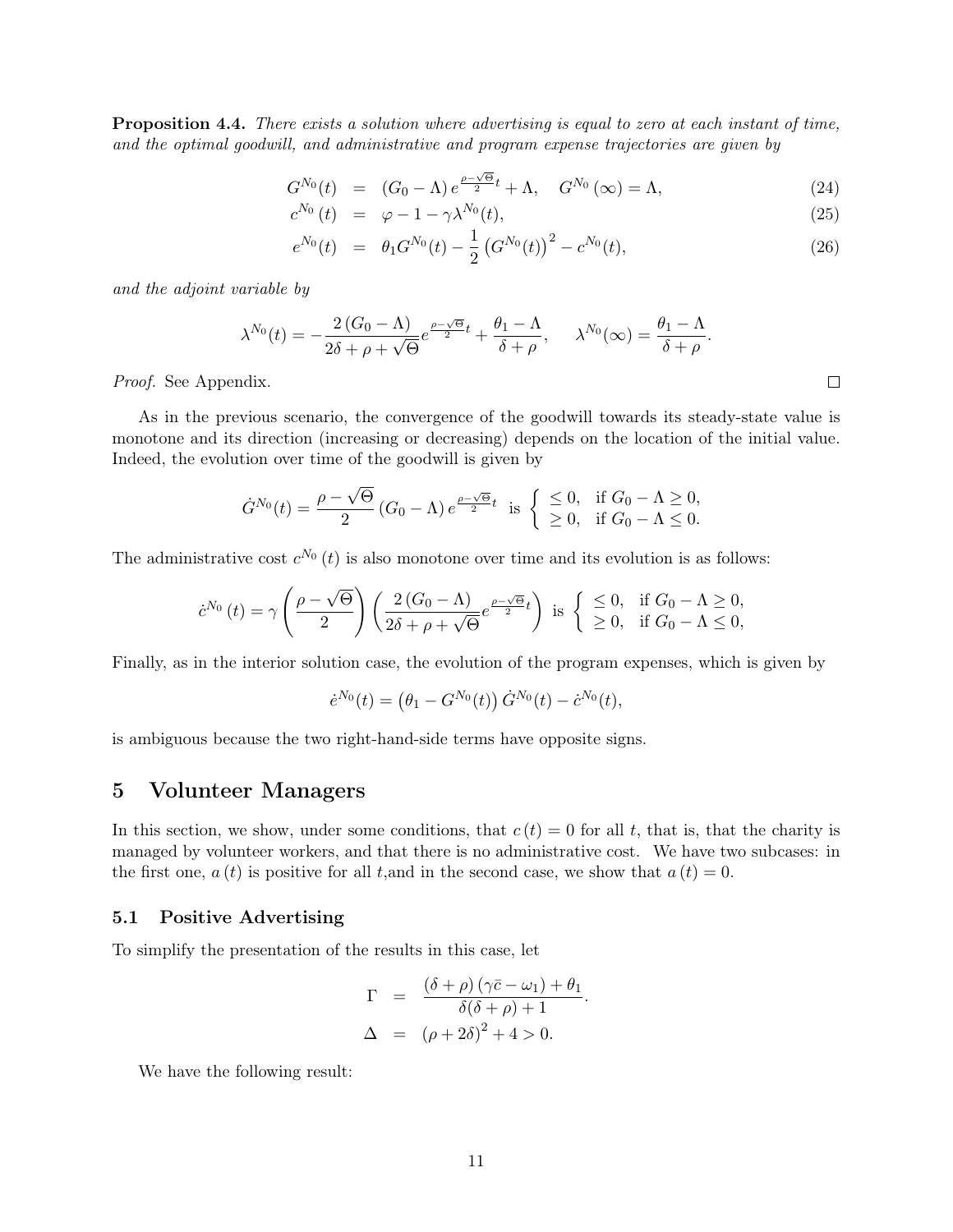**Proposition 4.4.** *There exists a solution where advertising is equal to zero at each instant of time, and the optimal goodwill, and administrative and program expense trajectories are given by*

$$
\begin{aligned}
G^{N_0}(t) &= (G_0 - \Lambda)\, e^{\frac{\rho-\sqrt{\Theta}}{2}t} + \Lambda, \quad G^{N_0}(\infty) = \Lambda, && (24)\\
c^{N_0}(t) &= \varphi - 1 - \gamma\lambda^{N_0}(t), && (25)\\
e^{N_0}(t) &= \theta_1 G^{N_0}(t) - \frac{1}{2}\left(G^{N_0}(t)\right)^2 - c^{N_0}(t), && (26)
\end{aligned}
$$

*and the adjoint variable by*

$$
\lambda^{N_0}(t) = -\frac{2\,(G_0 - \Lambda)}{2\delta + \rho + \sqrt{\Theta}} e^{\frac{\rho-\sqrt{\Theta}}{2}t} + \frac{\theta_1 - \Lambda}{\delta + \rho}, \qquad \lambda^{N_0}(\infty) = \frac{\theta_1 - \Lambda}{\delta + \rho}.
$$

*Proof.* See Appendix. □

As in the previous scenario, the convergence of the goodwill towards its steady-state value is monotone and its direction (increasing or decreasing) depends on the location of the initial value. Indeed, the evolution over time of the goodwill is given by

$$
\dot{G}^{N_0}(t) = \frac{\rho - \sqrt{\Theta}}{2}\,(G_0 - \Lambda)\, e^{\frac{\rho-\sqrt{\Theta}}{2}t} \ \text{ is } \begin{cases} \leq 0, & \text{if } G_0 - \Lambda \geq 0, \\ \geq 0, & \text{if } G_0 - \Lambda \leq 0. \end{cases}
$$

The administrative cost $c^{N_0}(t)$ is also monotone over time and its evolution is as follows:

$$
\dot{c}^{N_0}(t) = \gamma \left(\frac{\rho - \sqrt{\Theta}}{2}\right)\left(\frac{2\,(G_0 - \Lambda)}{2\delta + \rho + \sqrt{\Theta}} e^{\frac{\rho-\sqrt{\Theta}}{2}t}\right) \ \text{ is } \begin{cases} \leq 0, & \text{if } G_0 - \Lambda \geq 0, \\ \geq 0, & \text{if } G_0 - \Lambda \leq 0, \end{cases}
$$

Finally, as in the interior solution case, the evolution of the program expenses, which is given by

$$
\dot{e}^{N_0}(t) = \left(\theta_1 - G^{N_0}(t)\right)\dot{G}^{N_0}(t) - \dot{c}^{N_0}(t),
$$

is ambiguous because the two right-hand-side terms have opposite signs.

# 5 Volunteer Managers

In this section, we show, under some conditions, that $c(t) = 0$ for all $t$, that is, that the charity is managed by volunteer workers, and that there is no administrative cost. We have two subcases: in the first one, $a(t)$ is positive for all $t$,and in the second case, we show that $a(t) = 0$.

## 5.1 Positive Advertising

To simplify the presentation of the results in this case, let

$$
\begin{aligned}
\Gamma &= \frac{(\delta + \rho)\,(\gamma\bar{c} - \omega_1) + \theta_1}{\delta(\delta + \rho) + 1}. \\
\Delta &= (\rho + 2\delta)^2 + 4 > 0.
\end{aligned}
$$

We have the following result: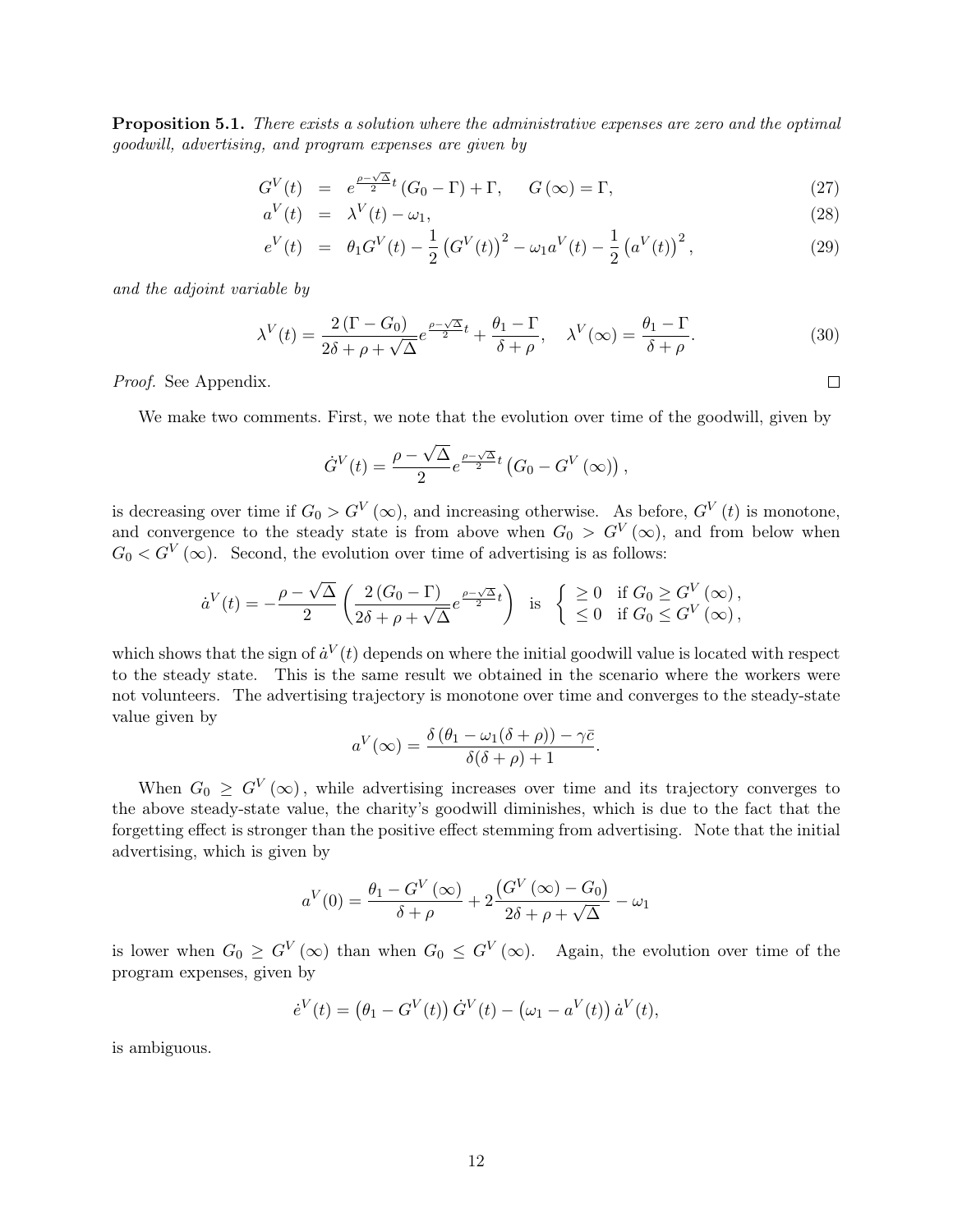**Proposition 5.1.** *There exists a solution where the administrative expenses are zero and the optimal goodwill, advertising, and program expenses are given by*

$$
\begin{aligned}
G^V(t) &= e^{\frac{\rho-\sqrt{\Delta}}{2}t}\left(G_0-\Gamma\right)+\Gamma, \qquad G\left(\infty\right)=\Gamma, &(27)\\
a^V(t) &= \lambda^V(t)-\omega_1, &(28)\\
e^V(t) &= \theta_1 G^V(t)-\frac{1}{2}\left(G^V(t)\right)^2-\omega_1 a^V(t)-\frac{1}{2}\left(a^V(t)\right)^2, &(29)
\end{aligned}
$$

*and the adjoint variable by*

$$
\lambda^V(t)=\frac{2\left(\Gamma-G_0\right)}{2\delta+\rho+\sqrt{\Delta}}e^{\frac{\rho-\sqrt{\Delta}}{2}t}+\frac{\theta_1-\Gamma}{\delta+\rho}, \quad \lambda^V(\infty)=\frac{\theta_1-\Gamma}{\delta+\rho}. \tag{30}
$$

*Proof.* See Appendix. □

We make two comments. First, we note that the evolution over time of the goodwill, given by

$$
\dot{G}^V(t)=\frac{\rho-\sqrt{\Delta}}{2}e^{\frac{\rho-\sqrt{\Delta}}{2}t}\left(G_0-G^V\left(\infty\right)\right),
$$

is decreasing over time if $G_0>G^V\left(\infty\right)$, and increasing otherwise. As before, $G^V\left(t\right)$ is monotone, and convergence to the steady state is from above when $G_0>G^V\left(\infty\right)$, and from below when $G_0<G^V\left(\infty\right)$. Second, the evolution over time of advertising is as follows:

$$
\dot{a}^V(t)=-\frac{\rho-\sqrt{\Delta}}{2}\left(\frac{2\left(G_0-\Gamma\right)}{2\delta+\rho+\sqrt{\Delta}}e^{\frac{\rho-\sqrt{\Delta}}{2}t}\right) \quad \text{is} \quad \begin{cases} \geq 0 & \text{if } G_0\geq G^V\left(\infty\right), \\ \leq 0 & \text{if } G_0\leq G^V\left(\infty\right), \end{cases}
$$

which shows that the sign of $\dot{a}^V(t)$ depends on where the initial goodwill value is located with respect to the steady state. This is the same result we obtained in the scenario where the workers were not volunteers. The advertising trajectory is monotone over time and converges to the steady-state value given by

$$
a^V(\infty)=\frac{\delta\left(\theta_1-\omega_1(\delta+\rho)\right)-\gamma\bar{c}}{\delta(\delta+\rho)+1}.
$$

When $G_0\geq G^V\left(\infty\right)$, while advertising increases over time and its trajectory converges to the above steady-state value, the charity's goodwill diminishes, which is due to the fact that the forgetting effect is stronger than the positive effect stemming from advertising. Note that the initial advertising, which is given by

$$
a^V(0)=\frac{\theta_1-G^V\left(\infty\right)}{\delta+\rho}+2\frac{\left(G^V\left(\infty\right)-G_0\right)}{2\delta+\rho+\sqrt{\Delta}}-\omega_1
$$

is lower when $G_0\geq G^V\left(\infty\right)$ than when $G_0\leq G^V\left(\infty\right)$. Again, the evolution over time of the program expenses, given by

$$
\dot{e}^V(t)=\left(\theta_1-G^V(t)\right)\dot{G}^V(t)-\left(\omega_1-a^V(t)\right)\dot{a}^V(t),
$$

is ambiguous.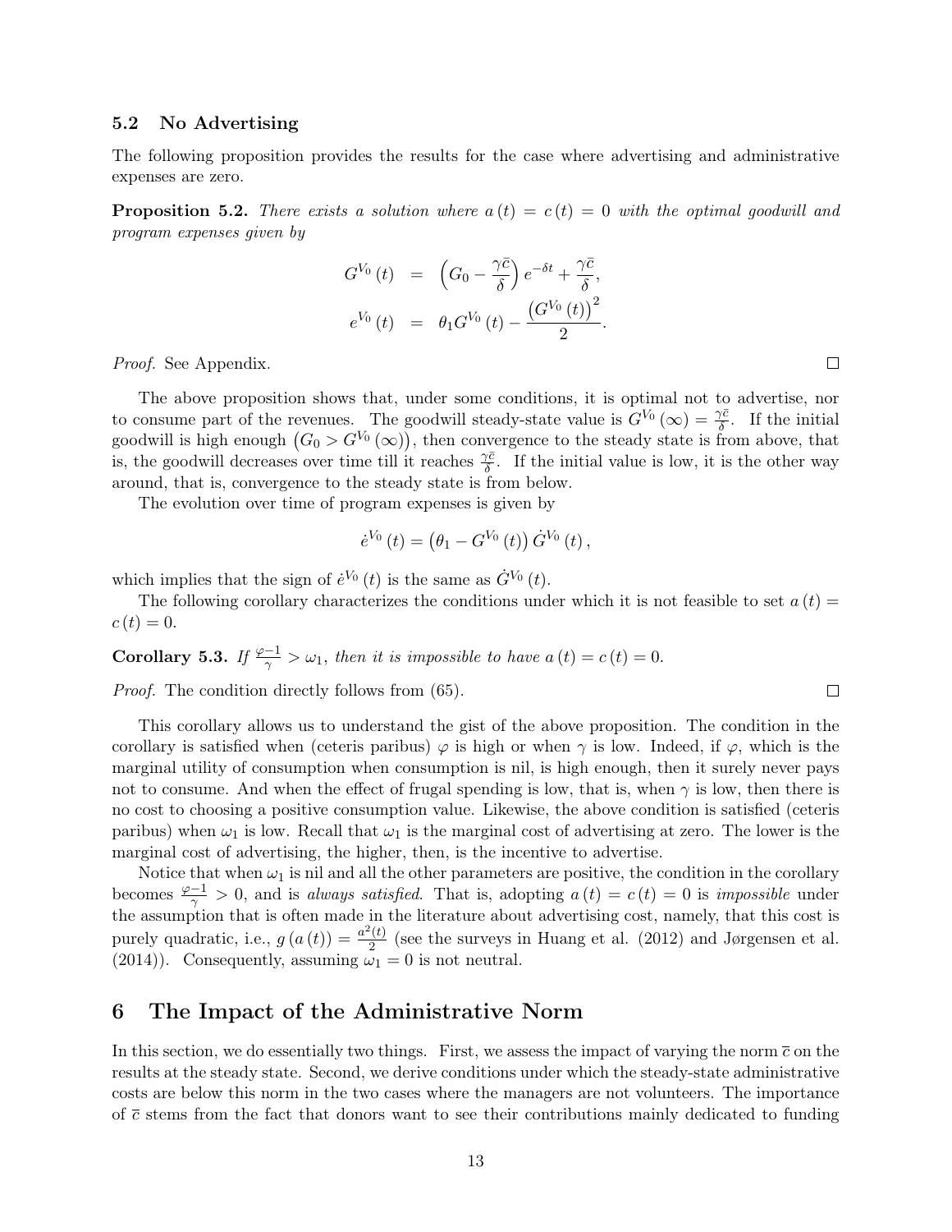### 5.2 No Advertising

The following proposition provides the results for the case where advertising and administrative expenses are zero.

**Proposition 5.2.** *There exists a solution where $a(t) = c(t) = 0$ with the optimal goodwill and program expenses given by*

$$
\begin{aligned}
G^{V_0}(t) &= \left(G_0 - \frac{\gamma \bar{c}}{\delta}\right) e^{-\delta t} + \frac{\gamma \bar{c}}{\delta}, \\
e^{V_0}(t) &= \theta_1 G^{V_0}(t) - \frac{\left(G^{V_0}(t)\right)^2}{2}.
\end{aligned}
$$

*Proof.* See Appendix. □

The above proposition shows that, under some conditions, it is optimal not to advertise, nor to consume part of the revenues. The goodwill steady-state value is $G^{V_0}(\infty) = \frac{\gamma \bar{c}}{\delta}$. If the initial goodwill is high enough $\left(G_0 > G^{V_0}(\infty)\right)$, then convergence to the steady state is from above, that is, the goodwill decreases over time till it reaches $\frac{\gamma \bar{c}}{\delta}$. If the initial value is low, it is the other way around, that is, convergence to the steady state is from below.

The evolution over time of program expenses is given by

$$
\dot{e}^{V_0}(t) = \left(\theta_1 - G^{V_0}(t)\right) \dot{G}^{V_0}(t),
$$

which implies that the sign of $\dot{e}^{V_0}(t)$ is the same as $\dot{G}^{V_0}(t)$.

The following corollary characterizes the conditions under which it is not feasible to set $a(t) = c(t) = 0$.

**Corollary 5.3.** *If $\frac{\varphi - 1}{\gamma} > \omega_1$, then it is impossible to have $a(t) = c(t) = 0$.*

*Proof.* The condition directly follows from (65). □

This corollary allows us to understand the gist of the above proposition. The condition in the corollary is satisfied when (ceteris paribus) $\varphi$ is high or when $\gamma$ is low. Indeed, if $\varphi$, which is the marginal utility of consumption when consumption is nil, is high enough, then it surely never pays not to consume. And when the effect of frugal spending is low, that is, when $\gamma$ is low, then there is no cost to choosing a positive consumption value. Likewise, the above condition is satisfied (ceteris paribus) when $\omega_1$ is low. Recall that $\omega_1$ is the marginal cost of advertising at zero. The lower is the marginal cost of advertising, the higher, then, is the incentive to advertise.

Notice that when $\omega_1$ is nil and all the other parameters are positive, the condition in the corollary becomes $\frac{\varphi - 1}{\gamma} > 0$, and is *always satisfied*. That is, adopting $a(t) = c(t) = 0$ is *impossible* under the assumption that is often made in the literature about advertising cost, namely, that this cost is purely quadratic, i.e., $g(a(t)) = \frac{a^2(t)}{2}$ (see the surveys in Huang et al. (2012) and Jørgensen et al. (2014)). Consequently, assuming $\omega_1 = 0$ is not neutral.

## 6 The Impact of the Administrative Norm

In this section, we do essentially two things. First, we assess the impact of varying the norm $\bar{c}$ on the results at the steady state. Second, we derive conditions under which the steady-state administrative costs are below this norm in the two cases where the managers are not volunteers. The importance of $\bar{c}$ stems from the fact that donors want to see their contributions mainly dedicated to funding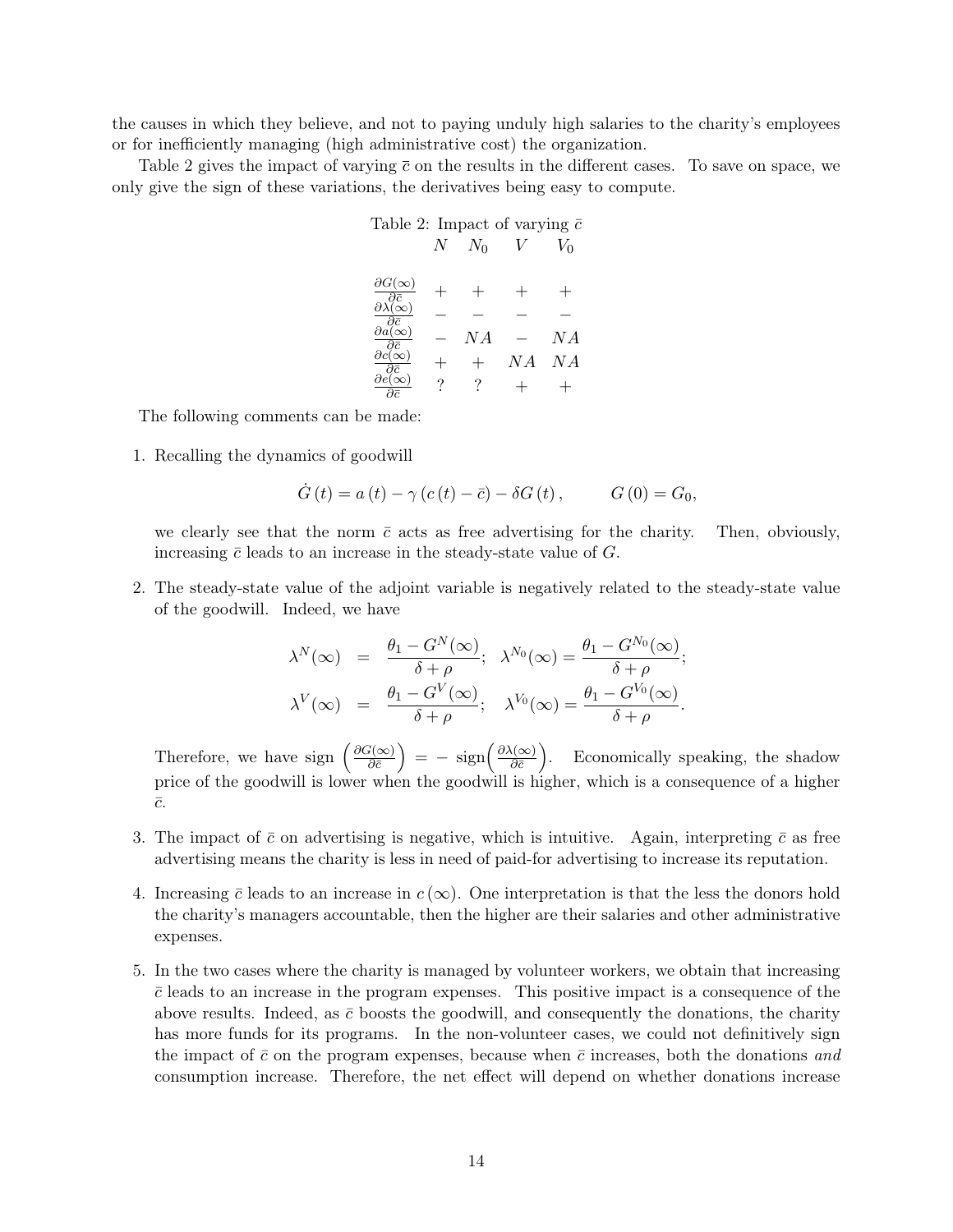the causes in which they believe, and not to paying unduly high salaries to the charity's employees or for inefficiently managing (high administrative cost) the organization.

Table 2 gives the impact of varying $\bar{c}$ on the results in the different cases. To save on space, we only give the sign of these variations, the derivatives being easy to compute.

Table 2: Impact of varying $\bar{c}$

| | $N$ | $N_0$ | $V$ | $V_0$ |
|---|---|---|---|---|
| $\frac{\partial G(\infty)}{\partial \bar{c}}$ | $+$ | $+$ | $+$ | $+$ |
| $\frac{\partial \lambda(\infty)}{\partial \bar{c}}$ | $-$ | $-$ | $-$ | $-$ |
| $\frac{\partial a(\infty)}{\partial \bar{c}}$ | $-$ | $NA$ | $-$ | $NA$ |
| $\frac{\partial c(\infty)}{\partial \bar{c}}$ | $+$ | $+$ | $NA$ | $NA$ |
| $\frac{\partial e(\infty)}{\partial \bar{c}}$ | ? | ? | $+$ | $+$ |

The following comments can be made:

1. Recalling the dynamics of goodwill

$$\dot{G}(t) = a(t) - \gamma(c(t) - \bar{c}) - \delta G(t), \qquad G(0) = G_0,$$

   we clearly see that the norm $\bar{c}$ acts as free advertising for the charity. Then, obviously, increasing $\bar{c}$ leads to an increase in the steady-state value of $G$.

2. The steady-state value of the adjoint variable is negatively related to the steady-state value of the goodwill. Indeed, we have

$$\lambda^N(\infty) = \frac{\theta_1 - G^N(\infty)}{\delta + \rho}; \quad \lambda^{N_0}(\infty) = \frac{\theta_1 - G^{N_0}(\infty)}{\delta + \rho};$$
$$\lambda^V(\infty) = \frac{\theta_1 - G^V(\infty)}{\delta + \rho}; \quad \lambda^{V_0}(\infty) = \frac{\theta_1 - G^{V_0}(\infty)}{\delta + \rho}.$$

   Therefore, we have sign $\left(\frac{\partial G(\infty)}{\partial \bar{c}}\right) = -$ sign$\left(\frac{\partial \lambda(\infty)}{\partial \bar{c}}\right)$. Economically speaking, the shadow price of the goodwill is lower when the goodwill is higher, which is a consequence of a higher $\bar{c}$.

3. The impact of $\bar{c}$ on advertising is negative, which is intuitive. Again, interpreting $\bar{c}$ as free advertising means the charity is less in need of paid-for advertising to increase its reputation.

4. Increasing $\bar{c}$ leads to an increase in $c(\infty)$. One interpretation is that the less the donors hold the charity's managers accountable, then the higher are their salaries and other administrative expenses.

5. In the two cases where the charity is managed by volunteer workers, we obtain that increasing $\bar{c}$ leads to an increase in the program expenses. This positive impact is a consequence of the above results. Indeed, as $\bar{c}$ boosts the goodwill, and consequently the donations, the charity has more funds for its programs. In the non-volunteer cases, we could not definitively sign the impact of $\bar{c}$ on the program expenses, because when $\bar{c}$ increases, both the donations *and* consumption increase. Therefore, the net effect will depend on whether donations increase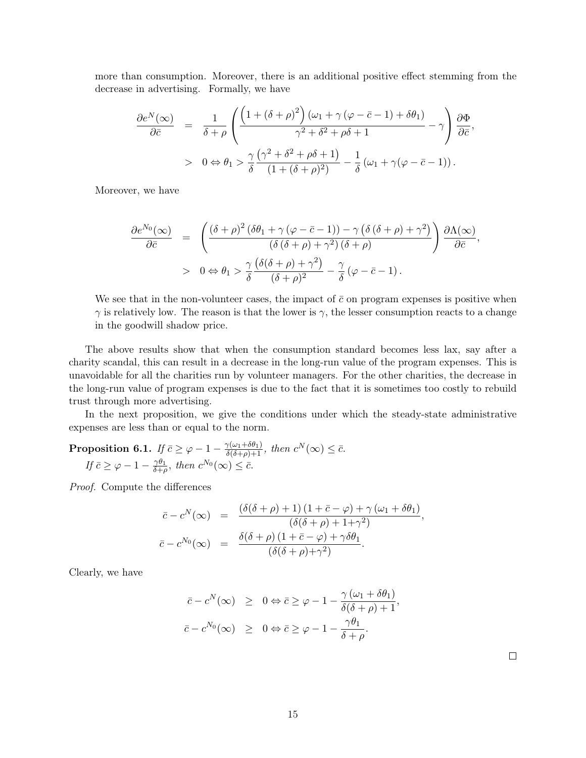more than consumption. Moreover, there is an additional positive effect stemming from the decrease in advertising. Formally, we have

$$
\begin{aligned}
\frac{\partial e^{N}(\infty)}{\partial \bar{c}} &= \frac{1}{\delta+\rho}\left(\frac{\left(1+(\delta+\rho)^2\right)\left(\omega_1+\gamma\left(\varphi-\bar{c}-1\right)+\delta\theta_1\right)}{\gamma^2+\delta^2+\rho\delta+1}-\gamma\right)\frac{\partial \Phi}{\partial \bar{c}}, \\
&> 0 \Leftrightarrow \theta_1 > \frac{\gamma}{\delta}\frac{\left(\gamma^2+\delta^2+\rho\delta+1\right)}{\left(1+(\delta+\rho)^2\right)}-\frac{1}{\delta}\left(\omega_1+\gamma(\varphi-\bar{c}-1)\right).
\end{aligned}
$$

Moreover, we have

$$
\begin{aligned}
\frac{\partial e^{N_0}(\infty)}{\partial \bar{c}} &= \left(\frac{(\delta+\rho)^2\left(\delta\theta_1+\gamma\left(\varphi-\bar{c}-1\right)\right)-\gamma\left(\delta\left(\delta+\rho\right)+\gamma^2\right)}{\left(\delta\left(\delta+\rho\right)+\gamma^2\right)\left(\delta+\rho\right)}\right)\frac{\partial \Lambda(\infty)}{\partial \bar{c}}, \\
&> 0 \Leftrightarrow \theta_1 > \frac{\gamma}{\delta}\frac{\left(\delta(\delta+\rho)+\gamma^2\right)}{(\delta+\rho)^2}-\frac{\gamma}{\delta}\left(\varphi-\bar{c}-1\right).
\end{aligned}
$$

We see that in the non-volunteer cases, the impact of $\bar{c}$ on program expenses is positive when $\gamma$ is relatively low. The reason is that the lower is $\gamma$, the lesser consumption reacts to a change in the goodwill shadow price.

The above results show that when the consumption standard becomes less lax, say after a charity scandal, this can result in a decrease in the long-run value of the program expenses. This is unavoidable for all the charities run by volunteer managers. For the other charities, the decrease in the long-run value of program expenses is due to the fact that it is sometimes too costly to rebuild trust through more advertising.

In the next proposition, we give the conditions under which the steady-state administrative expenses are less than or equal to the norm.

**Proposition 6.1.** *If $\bar{c} \geq \varphi - 1 - \frac{\gamma(\omega_1+\delta\theta_1)}{\delta(\delta+\rho)+1}$, then $c^{N}(\infty) \leq \bar{c}$.*
*If $\bar{c} \geq \varphi - 1 - \frac{\gamma\theta_1}{\delta+\rho}$, then $c^{N_0}(\infty) \leq \bar{c}$.*

*Proof.* Compute the differences

$$
\begin{aligned}
\bar{c}-c^{N}(\infty) &= \frac{\left(\delta(\delta+\rho)+1\right)\left(1+\bar{c}-\varphi\right)+\gamma\left(\omega_1+\delta\theta_1\right)}{\left(\delta(\delta+\rho)+1+\gamma^2\right)}, \\
\bar{c}-c^{N_0}(\infty) &= \frac{\delta(\delta+\rho)\left(1+\bar{c}-\varphi\right)+\gamma\delta\theta_1}{\left(\delta(\delta+\rho)+\gamma^2\right)}.
\end{aligned}
$$

Clearly, we have

$$
\begin{aligned}
\bar{c}-c^{N}(\infty) &\geq 0 \Leftrightarrow \bar{c} \geq \varphi-1-\frac{\gamma\left(\omega_1+\delta\theta_1\right)}{\delta(\delta+\rho)+1}, \\
\bar{c}-c^{N_0}(\infty) &\geq 0 \Leftrightarrow \bar{c} \geq \varphi-1-\frac{\gamma\theta_1}{\delta+\rho}.
\end{aligned}
$$

□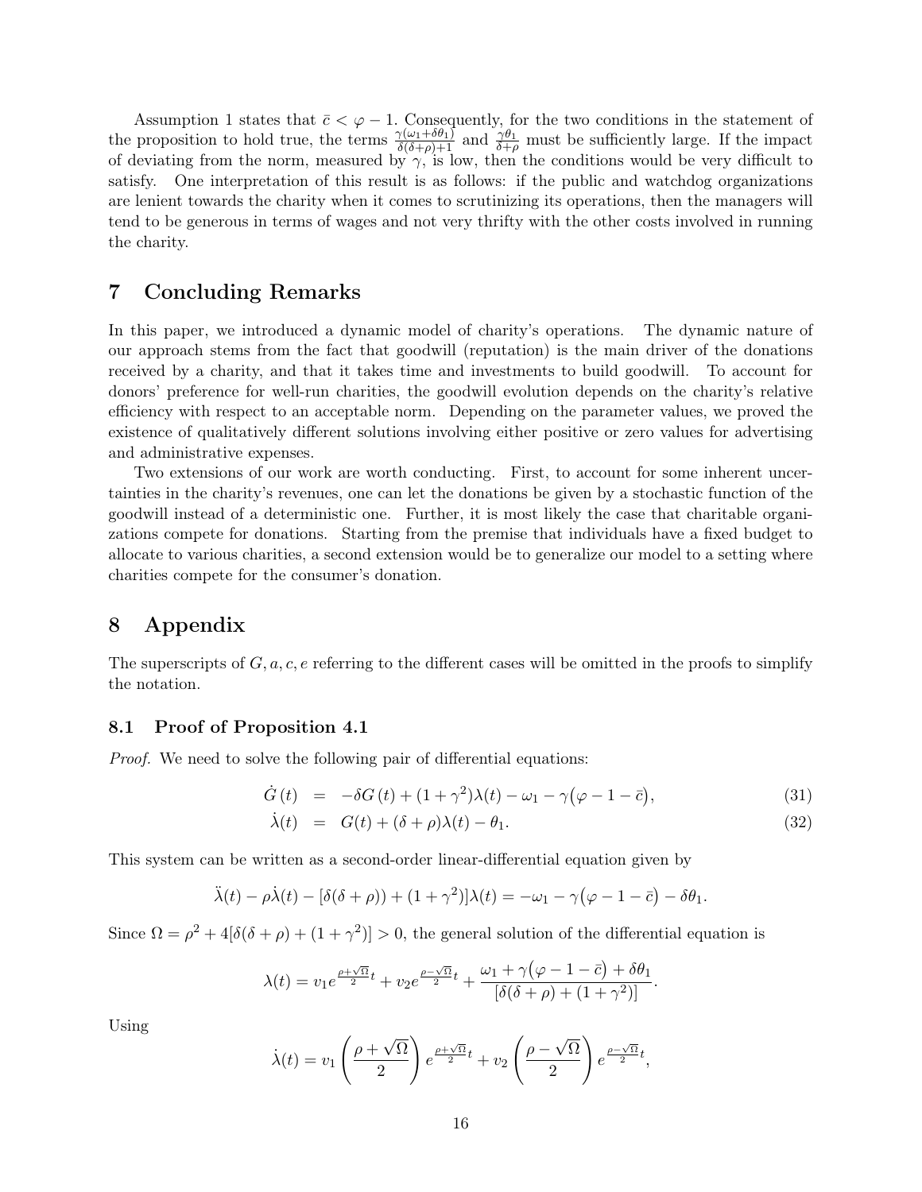Assumption 1 states that $\bar{c} < \varphi - 1$. Consequently, for the two conditions in the statement of the proposition to hold true, the terms $\frac{\gamma(\omega_1+\delta\theta_1)}{\delta(\delta+\rho)+1}$ and $\frac{\gamma\theta_1}{\delta+\rho}$ must be sufficiently large. If the impact of deviating from the norm, measured by $\gamma$, is low, then the conditions would be very difficult to satisfy. One interpretation of this result is as follows: if the public and watchdog organizations are lenient towards the charity when it comes to scrutinizing its operations, then the managers will tend to be generous in terms of wages and not very thrifty with the other costs involved in running the charity.

# 7 Concluding Remarks

In this paper, we introduced a dynamic model of charity's operations. The dynamic nature of our approach stems from the fact that goodwill (reputation) is the main driver of the donations received by a charity, and that it takes time and investments to build goodwill. To account for donors' preference for well-run charities, the goodwill evolution depends on the charity's relative efficiency with respect to an acceptable norm. Depending on the parameter values, we proved the existence of qualitatively different solutions involving either positive or zero values for advertising and administrative expenses.

Two extensions of our work are worth conducting. First, to account for some inherent uncertainties in the charity's revenues, one can let the donations be given by a stochastic function of the goodwill instead of a deterministic one. Further, it is most likely the case that charitable organizations compete for donations. Starting from the premise that individuals have a fixed budget to allocate to various charities, a second extension would be to generalize our model to a setting where charities compete for the consumer's donation.

# 8 Appendix

The superscripts of $G, a, c, e$ referring to the different cases will be omitted in the proofs to simplify the notation.

## 8.1 Proof of Proposition 4.1

*Proof.* We need to solve the following pair of differential equations:

$$\dot{G}(t) = -\delta G(t) + (1+\gamma^2)\lambda(t) - \omega_1 - \gamma\big(\varphi - 1 - \bar{c}\big), \tag{31}$$

$$\dot{\lambda}(t) = G(t) + (\delta+\rho)\lambda(t) - \theta_1. \tag{32}$$

This system can be written as a second-order linear-differential equation given by

$$\ddot{\lambda}(t) - \rho\dot{\lambda}(t) - [\delta(\delta+\rho)) + (1+\gamma^2)]\lambda(t) = -\omega_1 - \gamma\big(\varphi - 1 - \bar{c}\big) - \delta\theta_1.$$

Since $\Omega = \rho^2 + 4[\delta(\delta+\rho) + (1+\gamma^2)] > 0$, the general solution of the differential equation is

$$\lambda(t) = v_1 e^{\frac{\rho+\sqrt{\Omega}}{2}t} + v_2 e^{\frac{\rho-\sqrt{\Omega}}{2}t} + \frac{\omega_1 + \gamma\big(\varphi - 1 - \bar{c}\big) + \delta\theta_1}{[\delta(\delta+\rho) + (1+\gamma^2)]}.$$

Using

$$\dot{\lambda}(t) = v_1\left(\frac{\rho+\sqrt{\Omega}}{2}\right)e^{\frac{\rho+\sqrt{\Omega}}{2}t} + v_2\left(\frac{\rho-\sqrt{\Omega}}{2}\right)e^{\frac{\rho-\sqrt{\Omega}}{2}t},$$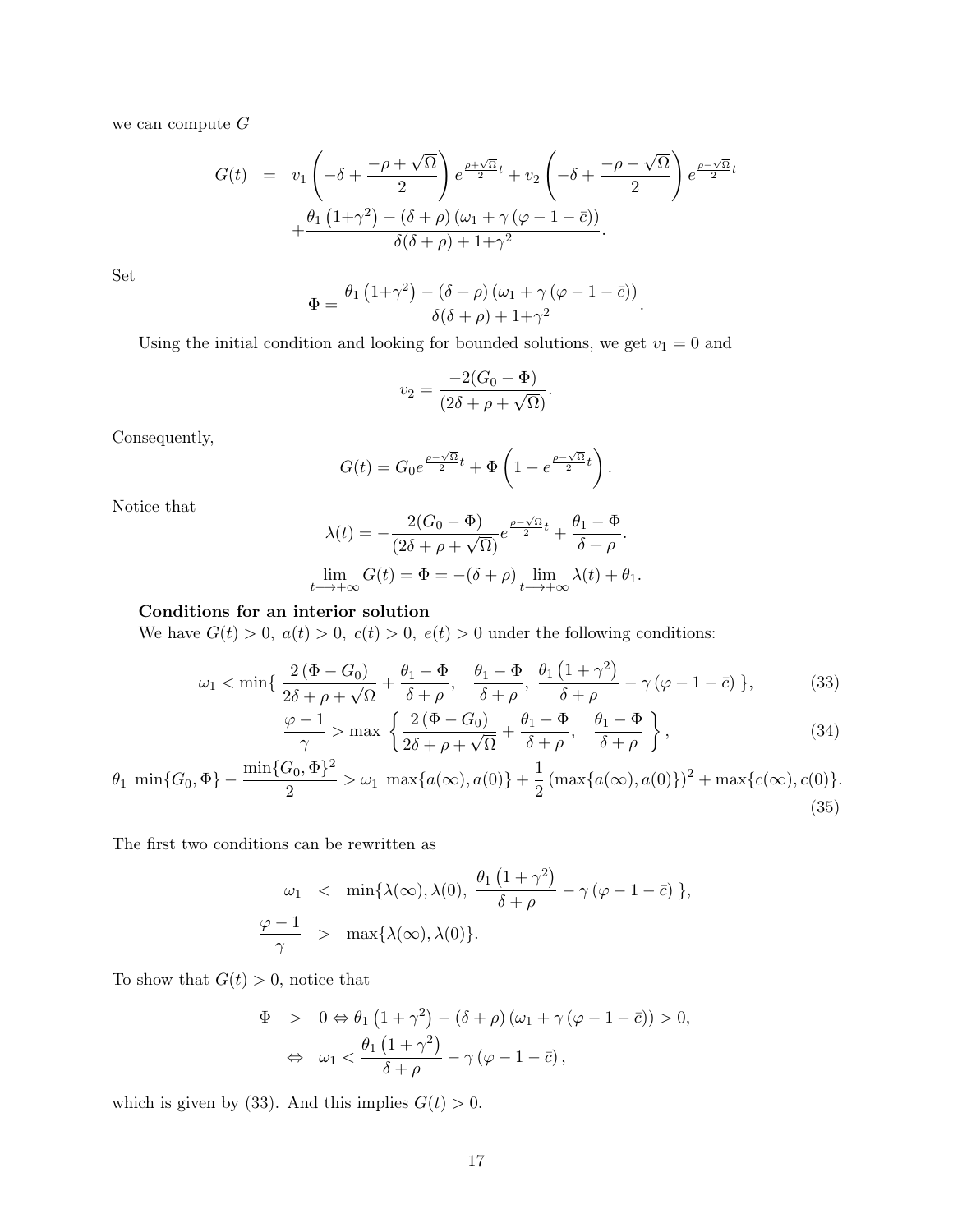we can compute $G$

$$
\begin{aligned}
G(t) &= v_1 \left( -\delta + \frac{-\rho + \sqrt{\Omega}}{2} \right) e^{\frac{\rho+\sqrt{\Omega}}{2}t} + v_2 \left( -\delta + \frac{-\rho - \sqrt{\Omega}}{2} \right) e^{\frac{\rho-\sqrt{\Omega}}{2}t} \\
&\quad + \frac{\theta_1 \left(1+\gamma^2\right) - (\delta+\rho)\left(\omega_1 + \gamma\left(\varphi - 1 - \bar{c}\right)\right)}{\delta(\delta+\rho) + 1+\gamma^2}.
\end{aligned}
$$

Set

$$
\Phi = \frac{\theta_1 \left(1+\gamma^2\right) - (\delta+\rho)\left(\omega_1 + \gamma\left(\varphi - 1 - \bar{c}\right)\right)}{\delta(\delta+\rho) + 1+\gamma^2}.
$$

Using the initial condition and looking for bounded solutions, we get $v_1 = 0$ and

$$
v_2 = \frac{-2(G_0 - \Phi)}{(2\delta + \rho + \sqrt{\Omega})}.
$$

Consequently,

$$
G(t) = G_0 e^{\frac{\rho-\sqrt{\Omega}}{2}t} + \Phi \left( 1 - e^{\frac{\rho-\sqrt{\Omega}}{2}t} \right).
$$

Notice that

$$
\lambda(t) = -\frac{2(G_0 - \Phi)}{(2\delta + \rho + \sqrt{\Omega})} e^{\frac{\rho-\sqrt{\Omega}}{2}t} + \frac{\theta_1 - \Phi}{\delta + \rho}.
$$

$$
\lim_{t \longrightarrow +\infty} G(t) = \Phi = -(\delta+\rho) \lim_{t \longrightarrow +\infty} \lambda(t) + \theta_1.
$$

**Conditions for an interior solution**

We have $G(t) > 0,\ a(t) > 0,\ c(t) > 0,\ e(t) > 0$ under the following conditions:

$$
\omega_1 < \min\{ \frac{2\left(\Phi - G_0\right)}{2\delta + \rho + \sqrt{\Omega}} + \frac{\theta_1 - \Phi}{\delta + \rho},\ \ \frac{\theta_1 - \Phi}{\delta + \rho},\ \frac{\theta_1 \left(1+\gamma^2\right)}{\delta + \rho} - \gamma\left(\varphi - 1 - \bar{c}\right) \}, \tag{33}
$$

$$
\frac{\varphi - 1}{\gamma} > \max \left\{ \frac{2\left(\Phi - G_0\right)}{2\delta + \rho + \sqrt{\Omega}} + \frac{\theta_1 - \Phi}{\delta + \rho},\ \ \frac{\theta_1 - \Phi}{\delta + \rho} \right\}, \tag{34}
$$

$$
\theta_1 \ \min\{G_0, \Phi\} - \frac{\min\{G_0, \Phi\}^2}{2} > \omega_1 \ \max\{a(\infty), a(0)\} + \frac{1}{2}\left(\max\{a(\infty), a(0)\}\right)^2 + \max\{c(\infty), c(0)\}. \tag{35}
$$

The first two conditions can be rewritten as

$$
\begin{aligned}
\omega_1 &< \min\{\lambda(\infty), \lambda(0),\ \frac{\theta_1\left(1+\gamma^2\right)}{\delta+\rho} - \gamma\left(\varphi - 1 - \bar{c}\right) \}, \\
\frac{\varphi - 1}{\gamma} &> \max\{\lambda(\infty), \lambda(0)\}.
\end{aligned}
$$

To show that $G(t) > 0$, notice that

$$
\begin{aligned}
\Phi &> 0 \Leftrightarrow \theta_1\left(1+\gamma^2\right) - (\delta+\rho)\left(\omega_1 + \gamma\left(\varphi - 1 - \bar{c}\right)\right) > 0, \\
&\Leftrightarrow \ \omega_1 < \frac{\theta_1\left(1+\gamma^2\right)}{\delta+\rho} - \gamma\left(\varphi - 1 - \bar{c}\right),
\end{aligned}
$$

which is given by (33). And this implies $G(t) > 0$.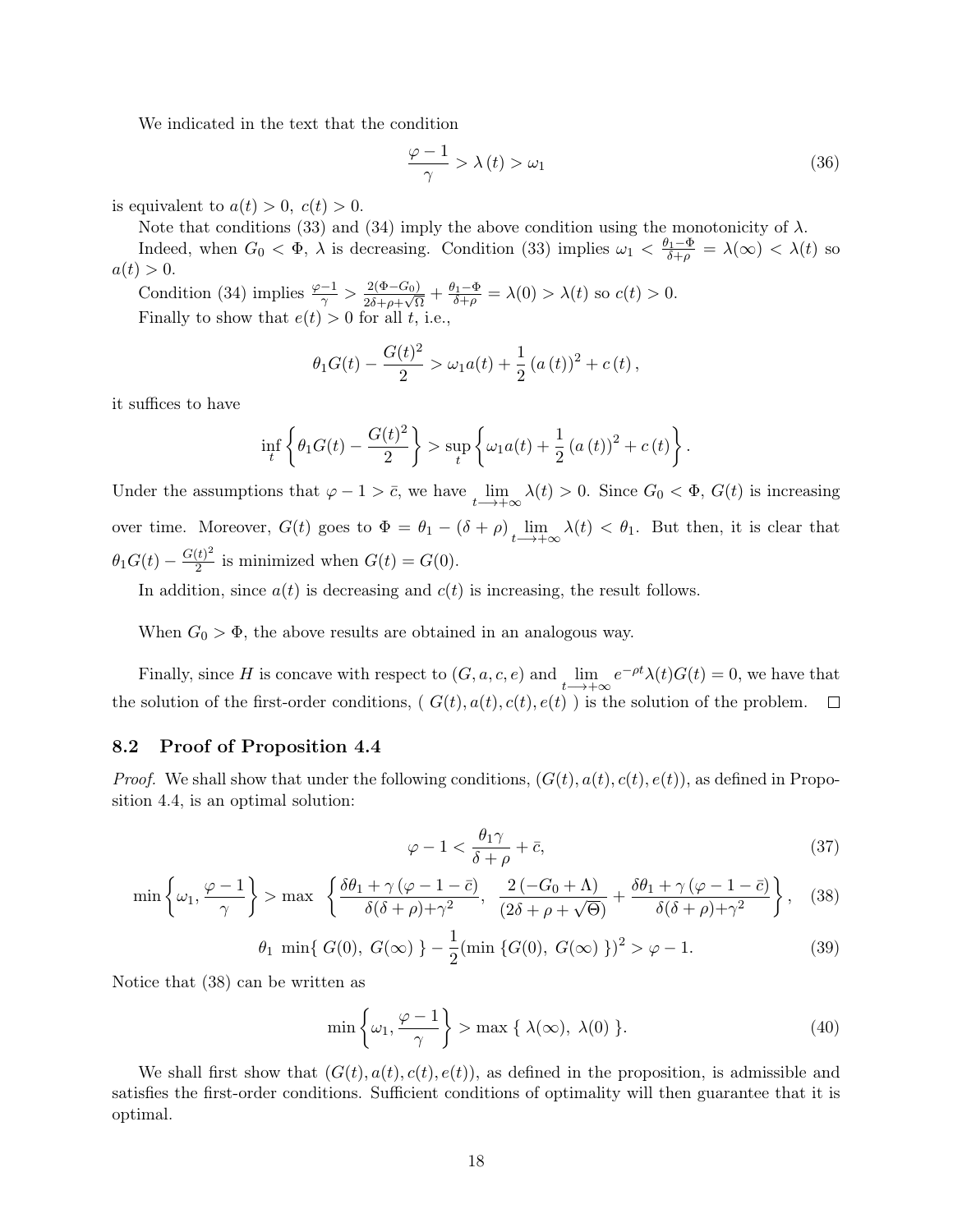We indicated in the text that the condition

$$\frac{\varphi - 1}{\gamma} > \lambda(t) > \omega_1 \tag{36}$$

is equivalent to $a(t) > 0,\ c(t) > 0$.

Note that conditions (33) and (34) imply the above condition using the monotonicity of $\lambda$.

Indeed, when $G_0 < \Phi$, $\lambda$ is decreasing. Condition (33) implies $\omega_1 < \frac{\theta_1 - \Phi}{\delta + \rho} = \lambda(\infty) < \lambda(t)$ so $a(t) > 0$.

Condition (34) implies $\frac{\varphi - 1}{\gamma} > \frac{2(\Phi - G_0)}{2\delta + \rho + \sqrt{\Omega}} + \frac{\theta_1 - \Phi}{\delta + \rho} = \lambda(0) > \lambda(t)$ so $c(t) > 0$.

Finally to show that $e(t) > 0$ for all $t$, i.e.,

$$\theta_1 G(t) - \frac{G(t)^2}{2} > \omega_1 a(t) + \frac{1}{2}(a(t))^2 + c(t),$$

it suffices to have

$$\inf_t \left\{ \theta_1 G(t) - \frac{G(t)^2}{2} \right\} > \sup_t \left\{ \omega_1 a(t) + \frac{1}{2}(a(t))^2 + c(t) \right\}.$$

Under the assumptions that $\varphi - 1 > \bar{c}$, we have $\lim_{t \longrightarrow +\infty} \lambda(t) > 0$. Since $G_0 < \Phi$, $G(t)$ is increasing over time. Moreover, $G(t)$ goes to $\Phi = \theta_1 - (\delta + \rho) \lim_{t \longrightarrow +\infty} \lambda(t) < \theta_1$. But then, it is clear that $\theta_1 G(t) - \frac{G(t)^2}{2}$ is minimized when $G(t) = G(0)$.

In addition, since $a(t)$ is decreasing and $c(t)$ is increasing, the result follows.

When $G_0 > \Phi$, the above results are obtained in an analogous way.

Finally, since $H$ is concave with respect to $(G, a, c, e)$ and $\lim_{t \longrightarrow +\infty} e^{-\rho t} \lambda(t) G(t) = 0$, we have that the solution of the first-order conditions, $(\ G(t), a(t), c(t), e(t)\ )$ is the solution of the problem. □

## 8.2 Proof of Proposition 4.4

*Proof.* We shall show that under the following conditions, $(G(t), a(t), c(t), e(t))$, as defined in Proposition 4.4, is an optimal solution:

$$\varphi - 1 < \frac{\theta_1 \gamma}{\delta + \rho} + \bar{c}, \tag{37}$$

$$\min\left\{\omega_1, \frac{\varphi - 1}{\gamma}\right\} > \max\ \left\{ \frac{\delta\theta_1 + \gamma(\varphi - 1 - \bar{c})}{\delta(\delta + \rho) + \gamma^2},\ \frac{2(-G_0 + \Lambda)}{(2\delta + \rho + \sqrt{\Theta})} + \frac{\delta\theta_1 + \gamma(\varphi - 1 - \bar{c})}{\delta(\delta + \rho) + \gamma^2} \right\}, \tag{38}$$

$$\theta_1\ \min\{\ G(0),\ G(\infty)\ \} - \frac{1}{2}(\min\ \{G(0),\ G(\infty)\ \})^2 > \varphi - 1. \tag{39}$$

Notice that (38) can be written as

$$\min\left\{\omega_1, \frac{\varphi - 1}{\gamma}\right\} > \max\ \{\ \lambda(\infty),\ \lambda(0)\ \}. \tag{40}$$

We shall first show that $(G(t), a(t), c(t), e(t))$, as defined in the proposition, is admissible and satisfies the first-order conditions. Sufficient conditions of optimality will then guarantee that it is optimal.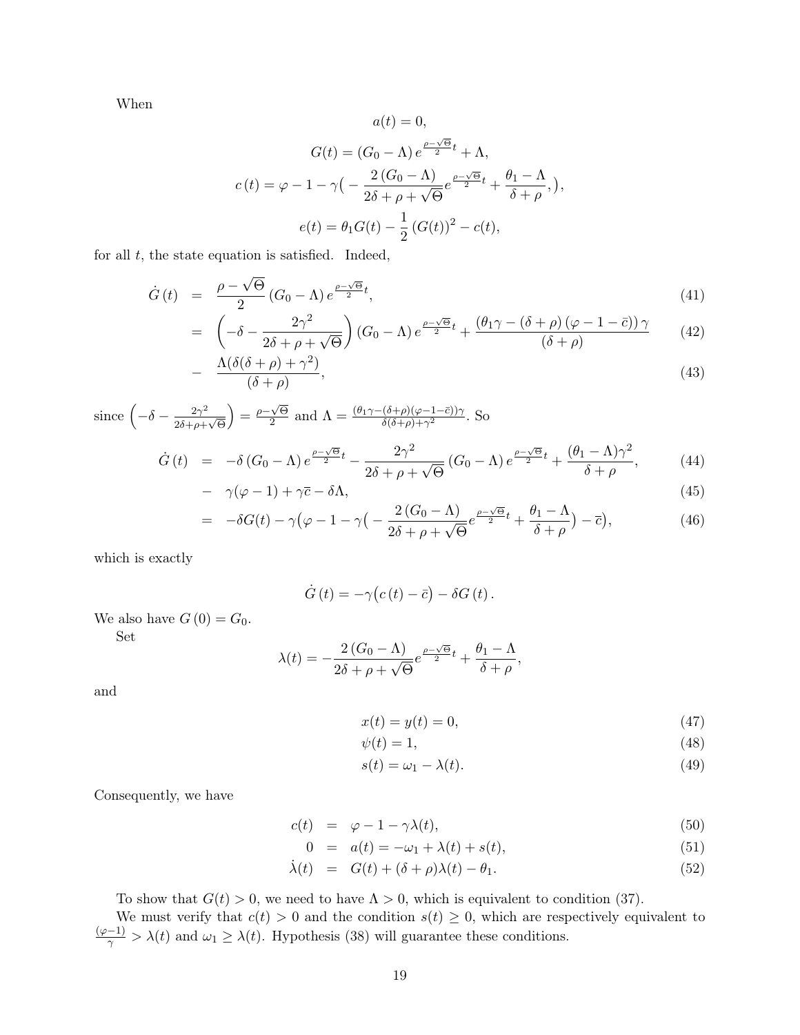When

$$a(t) = 0,$$

$$G(t) = (G_0 - \Lambda)\, e^{\frac{\rho - \sqrt{\Theta}}{2} t} + \Lambda,$$

$$c\,(t) = \varphi - 1 - \gamma\big( - \frac{2\,(G_0 - \Lambda)}{2\delta + \rho + \sqrt{\Theta}} e^{\frac{\rho - \sqrt{\Theta}}{2} t} + \frac{\theta_1 - \Lambda}{\delta + \rho}, \big),$$

$$e(t) = \theta_1 G(t) - \frac{1}{2}\,(G(t))^2 - c(t),$$

for all $t$, the state equation is satisfied. Indeed,

$$\dot{G}\,(t) = \frac{\rho - \sqrt{\Theta}}{2}\,(G_0 - \Lambda)\, e^{\frac{\rho - \sqrt{\Theta}}{2} t}, \tag{41}$$

$$= \left(-\delta - \frac{2\gamma^2}{2\delta + \rho + \sqrt{\Theta}}\right)(G_0 - \Lambda)\, e^{\frac{\rho - \sqrt{\Theta}}{2} t} + \frac{(\theta_1 \gamma - (\delta + \rho)\,(\varphi - 1 - \bar{c}))\,\gamma}{(\delta + \rho)} \tag{42}$$

$$- \frac{\Lambda(\delta(\delta + \rho) + \gamma^2)}{(\delta + \rho)}, \tag{43}$$

since $\left(-\delta - \frac{2\gamma^2}{2\delta + \rho + \sqrt{\Theta}}\right) = \frac{\rho - \sqrt{\Theta}}{2}$ and $\Lambda = \frac{(\theta_1 \gamma - (\delta + \rho)(\varphi - 1 - \bar{c}))\gamma}{\delta(\delta + \rho) + \gamma^2}$. So

$$\dot{G}\,(t) = -\delta\,(G_0 - \Lambda)\, e^{\frac{\rho - \sqrt{\Theta}}{2} t} - \frac{2\gamma^2}{2\delta + \rho + \sqrt{\Theta}}\,(G_0 - \Lambda)\, e^{\frac{\rho - \sqrt{\Theta}}{2} t} + \frac{(\theta_1 - \Lambda)\gamma^2}{\delta + \rho}, \tag{44}$$

$$- \gamma(\varphi - 1) + \gamma\bar{c} - \delta\Lambda, \tag{45}$$

$$= -\delta G(t) - \gamma\big(\varphi - 1 - \gamma\big( - \frac{2\,(G_0 - \Lambda)}{2\delta + \rho + \sqrt{\Theta}} e^{\frac{\rho - \sqrt{\Theta}}{2} t} + \frac{\theta_1 - \Lambda}{\delta + \rho}\big) - \bar{c}\big), \tag{46}$$

which is exactly

$$\dot{G}\,(t) = -\gamma\big(c\,(t) - \bar{c}\big) - \delta G\,(t)\,.$$

We also have $G\,(0) = G_0$.

Set

$$\lambda(t) = -\frac{2\,(G_0 - \Lambda)}{2\delta + \rho + \sqrt{\Theta}} e^{\frac{\rho - \sqrt{\Theta}}{2} t} + \frac{\theta_1 - \Lambda}{\delta + \rho},$$

and

$$x(t) = y(t) = 0, \tag{47}$$

$$\psi(t) = 1, \tag{48}$$

$$s(t) = \omega_1 - \lambda(t). \tag{49}$$

Consequently, we have

$$c(t) = \varphi - 1 - \gamma\lambda(t), \tag{50}$$

$$0 = a(t) = -\omega_1 + \lambda(t) + s(t), \tag{51}$$

$$\dot{\lambda}(t) = G(t) + (\delta + \rho)\lambda(t) - \theta_1. \tag{52}$$

To show that $G(t) > 0$, we need to have $\Lambda > 0$, which is equivalent to condition (37).

We must verify that $c(t) > 0$ and the condition $s(t) \geq 0$, which are respectively equivalent to $\frac{(\varphi - 1)}{\gamma} > \lambda(t)$ and $\omega_1 \geq \lambda(t)$. Hypothesis (38) will guarantee these conditions.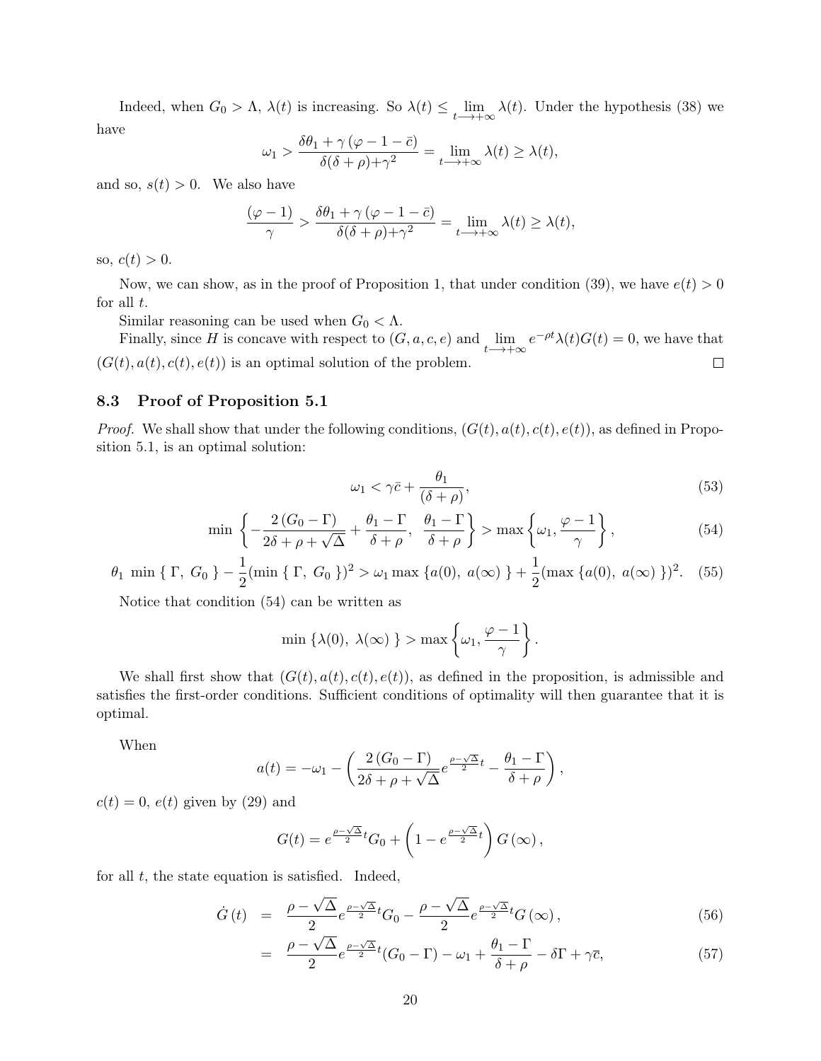Indeed, when $G_0 > \Lambda$, $\lambda(t)$ is increasing. So $\lambda(t) \leq \lim_{t \longrightarrow +\infty} \lambda(t)$. Under the hypothesis (38) we have

$$\omega_1 > \frac{\delta\theta_1 + \gamma(\varphi - 1 - \bar{c})}{\delta(\delta+\rho)+\gamma^2} = \lim_{t \longrightarrow +\infty} \lambda(t) \geq \lambda(t),$$

and so, $s(t) > 0$. We also have

$$\frac{(\varphi - 1)}{\gamma} > \frac{\delta\theta_1 + \gamma(\varphi - 1 - \bar{c})}{\delta(\delta+\rho)+\gamma^2} = \lim_{t \longrightarrow +\infty} \lambda(t) \geq \lambda(t),$$

so, $c(t) > 0$.

Now, we can show, as in the proof of Proposition 1, that under condition (39), we have $e(t) > 0$ for all $t$.

Similar reasoning can be used when $G_0 < \Lambda$.

Finally, since $H$ is concave with respect to $(G, a, c, e)$ and $\lim_{t \longrightarrow +\infty} e^{-\rho t}\lambda(t)G(t) = 0$, we have that $(G(t), a(t), c(t), e(t))$ is an optimal solution of the problem. □

### 8.3 Proof of Proposition 5.1

*Proof.* We shall show that under the following conditions, $(G(t), a(t), c(t), e(t))$, as defined in Proposition 5.1, is an optimal solution:

$$\omega_1 < \gamma\bar{c} + \frac{\theta_1}{(\delta+\rho)}, \tag{53}$$

$$\min\left\{-\frac{2(G_0 - \Gamma)}{2\delta + \rho + \sqrt{\Delta}} + \frac{\theta_1 - \Gamma}{\delta+\rho},\ \frac{\theta_1 - \Gamma}{\delta+\rho}\right\} > \max\left\{\omega_1, \frac{\varphi - 1}{\gamma}\right\}, \tag{54}$$

$$\theta_1 \min\{\Gamma,\ G_0\} - \frac{1}{2}(\min\{\Gamma,\ G_0\})^2 > \omega_1 \max\{a(0),\ a(\infty)\} + \frac{1}{2}(\max\{a(0),\ a(\infty)\})^2. \tag{55}$$

Notice that condition (54) can be written as

$$\min\{\lambda(0),\ \lambda(\infty)\} > \max\left\{\omega_1, \frac{\varphi - 1}{\gamma}\right\}.$$

We shall first show that $(G(t), a(t), c(t), e(t))$, as defined in the proposition, is admissible and satisfies the first-order conditions. Sufficient conditions of optimality will then guarantee that it is optimal.

When

$$a(t) = -\omega_1 - \left(\frac{2(G_0 - \Gamma)}{2\delta + \rho + \sqrt{\Delta}} e^{\frac{\rho - \sqrt{\Delta}}{2}t} - \frac{\theta_1 - \Gamma}{\delta+\rho}\right),$$

$c(t) = 0$, $e(t)$ given by (29) and

$$G(t) = e^{\frac{\rho - \sqrt{\Delta}}{2}t} G_0 + \left(1 - e^{\frac{\rho - \sqrt{\Delta}}{2}t}\right) G(\infty),$$

for all $t$, the state equation is satisfied. Indeed,

$$\begin{aligned}
\dot{G}(t) &= \frac{\rho - \sqrt{\Delta}}{2} e^{\frac{\rho - \sqrt{\Delta}}{2}t} G_0 - \frac{\rho - \sqrt{\Delta}}{2} e^{\frac{\rho - \sqrt{\Delta}}{2}t} G(\infty), \qquad (56)\\
&= \frac{\rho - \sqrt{\Delta}}{2} e^{\frac{\rho - \sqrt{\Delta}}{2}t}(G_0 - \Gamma) - \omega_1 + \frac{\theta_1 - \Gamma}{\delta+\rho} - \delta\Gamma + \gamma\bar{c}, \qquad (57)
\end{aligned}$$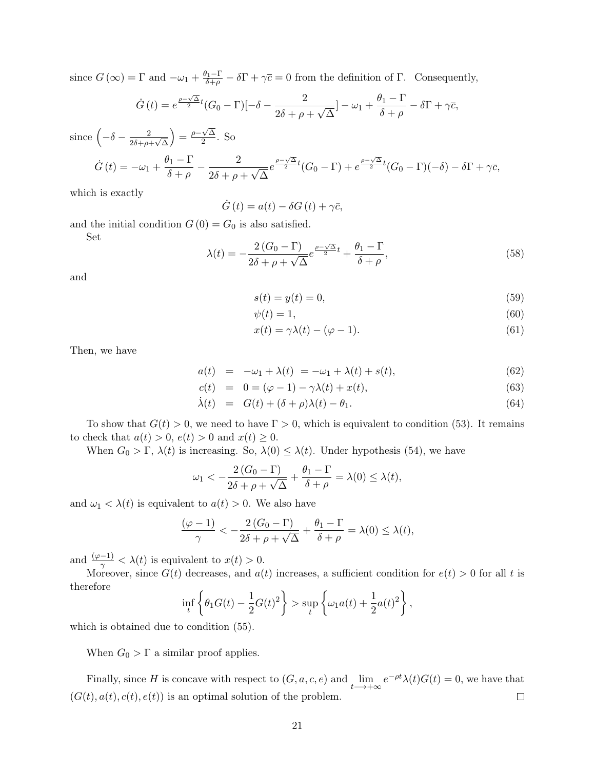since $G(\infty) = \Gamma$ and $-\omega_1 + \frac{\theta_1 - \Gamma}{\delta+\rho} - \delta\Gamma + \gamma\bar{c} = 0$ from the definition of $\Gamma$. Consequently,

$$\dot{G}(t) = e^{\frac{\rho-\sqrt{\Delta}}{2}t}(G_0 - \Gamma)[-\delta - \frac{2}{2\delta + \rho + \sqrt{\Delta}}] - \omega_1 + \frac{\theta_1 - \Gamma}{\delta + \rho} - \delta\Gamma + \gamma\bar{c},$$

since $\left(-\delta - \frac{2}{2\delta+\rho+\sqrt{\Delta}}\right) = \frac{\rho-\sqrt{\Delta}}{2}$. So

$$\dot{G}(t) = -\omega_1 + \frac{\theta_1 - \Gamma}{\delta + \rho} - \frac{2}{2\delta + \rho + \sqrt{\Delta}} e^{\frac{\rho-\sqrt{\Delta}}{2}t}(G_0 - \Gamma) + e^{\frac{\rho-\sqrt{\Delta}}{2}t}(G_0 - \Gamma)(-\delta) - \delta\Gamma + \gamma\bar{c},$$

which is exactly

$$\dot{G}(t) = a(t) - \delta G(t) + \gamma\bar{c},$$

and the initial condition $G(0) = G_0$ is also satisfied.

Set

$$\lambda(t) = -\frac{2(G_0 - \Gamma)}{2\delta + \rho + \sqrt{\Delta}} e^{\frac{\rho-\sqrt{\Delta}}{2}t} + \frac{\theta_1 - \Gamma}{\delta + \rho}, \tag{58}$$

and

$$s(t) = y(t) = 0, \tag{59}$$

$$\psi(t) = 1, \tag{60}$$

$$x(t) = \gamma\lambda(t) - (\varphi - 1). \tag{61}$$

Then, we have

$$a(t) = -\omega_1 + \lambda(t) = -\omega_1 + \lambda(t) + s(t), \tag{62}$$

$$c(t) = 0 = (\varphi - 1) - \gamma\lambda(t) + x(t), \tag{63}$$

$$\dot{\lambda}(t) = G(t) + (\delta + \rho)\lambda(t) - \theta_1. \tag{64}$$

To show that $G(t) > 0$, we need to have $\Gamma > 0$, which is equivalent to condition (53). It remains to check that $a(t) > 0$, $e(t) > 0$ and $x(t) \geq 0$.

When $G_0 > \Gamma$, $\lambda(t)$ is increasing. So, $\lambda(0) \leq \lambda(t)$. Under hypothesis (54), we have

$$\omega_1 < -\frac{2(G_0 - \Gamma)}{2\delta + \rho + \sqrt{\Delta}} + \frac{\theta_1 - \Gamma}{\delta + \rho} = \lambda(0) \leq \lambda(t),$$

and $\omega_1 < \lambda(t)$ is equivalent to $a(t) > 0$. We also have

$$\frac{(\varphi - 1)}{\gamma} < -\frac{2(G_0 - \Gamma)}{2\delta + \rho + \sqrt{\Delta}} + \frac{\theta_1 - \Gamma}{\delta + \rho} = \lambda(0) \leq \lambda(t),$$

and $\frac{(\varphi-1)}{\gamma} < \lambda(t)$ is equivalent to $x(t) > 0$.

Moreover, since $G(t)$ decreases, and $a(t)$ increases, a sufficient condition for $e(t) > 0$ for all $t$ is therefore

$$\inf_t \left\{ \theta_1 G(t) - \frac{1}{2}G(t)^2 \right\} > \sup_t \left\{ \omega_1 a(t) + \frac{1}{2}a(t)^2 \right\},$$

which is obtained due to condition (55).

When $G_0 > \Gamma$ a similar proof applies.

Finally, since $H$ is concave with respect to $(G, a, c, e)$ and $\lim_{t \longrightarrow +\infty} e^{-\rho t}\lambda(t)G(t) = 0$, we have that $(G(t), a(t), c(t), e(t))$ is an optimal solution of the problem. □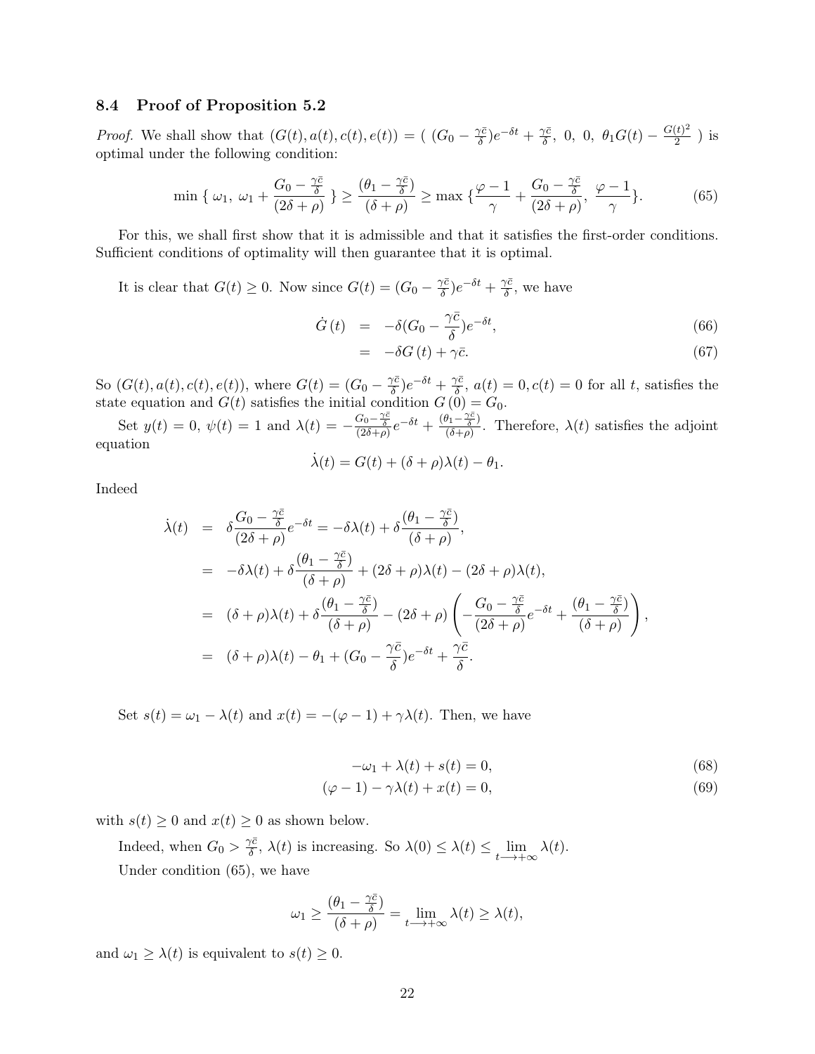### 8.4 Proof of Proposition 5.2

*Proof.* We shall show that $(G(t), a(t), c(t), e(t)) = (\ (G_0 - \frac{\gamma\bar{c}}{\delta})e^{-\delta t} + \frac{\gamma\bar{c}}{\delta},\ 0,\ 0,\ \theta_1 G(t) - \frac{G(t)^2}{2}\ )$ is optimal under the following condition:

$$\min \{\ \omega_1,\ \omega_1 + \frac{G_0 - \frac{\gamma\bar{c}}{\delta}}{(2\delta + \rho)}\ \} \geq \frac{(\theta_1 - \frac{\gamma\bar{c}}{\delta})}{(\delta + \rho)} \geq \max \{\frac{\varphi - 1}{\gamma} + \frac{G_0 - \frac{\gamma\bar{c}}{\delta}}{(2\delta + \rho)},\ \frac{\varphi - 1}{\gamma}\}. \tag{65}$$

For this, we shall first show that it is admissible and that it satisfies the first-order conditions. Sufficient conditions of optimality will then guarantee that it is optimal.

It is clear that $G(t) \geq 0$. Now since $G(t) = (G_0 - \frac{\gamma\bar{c}}{\delta})e^{-\delta t} + \frac{\gamma\bar{c}}{\delta}$, we have

$$\begin{aligned} \dot{G}\,(t) &= -\delta(G_0 - \frac{\gamma\bar{c}}{\delta})e^{-\delta t}, & (66)\\ &= -\delta G\,(t) + \gamma\bar{c}. & (67) \end{aligned}$$

So $(G(t), a(t), c(t), e(t))$, where $G(t) = (G_0 - \frac{\gamma\bar{c}}{\delta})e^{-\delta t} + \frac{\gamma\bar{c}}{\delta}$, $a(t) = 0, c(t) = 0$ for all $t$, satisfies the state equation and $G(t)$ satisfies the initial condition $G\,(0) = G_0$.

Set $y(t) = 0$, $\psi(t) = 1$ and $\lambda(t) = -\frac{G_0 - \frac{\gamma\bar{c}}{\delta}}{(2\delta+\rho)}e^{-\delta t} + \frac{(\theta_1 - \frac{\gamma\bar{c}}{\delta})}{(\delta+\rho)}$. Therefore, $\lambda(t)$ satisfies the adjoint equation

$$\dot{\lambda}(t) = G(t) + (\delta + \rho)\lambda(t) - \theta_1.$$

Indeed

$$\begin{aligned} \dot{\lambda}(t) &= \delta\frac{G_0 - \frac{\gamma\bar{c}}{\delta}}{(2\delta + \rho)}e^{-\delta t} = -\delta\lambda(t) + \delta\frac{(\theta_1 - \frac{\gamma\bar{c}}{\delta})}{(\delta + \rho)}, \\ &= -\delta\lambda(t) + \delta\frac{(\theta_1 - \frac{\gamma\bar{c}}{\delta})}{(\delta + \rho)} + (2\delta + \rho)\lambda(t) - (2\delta + \rho)\lambda(t), \\ &= (\delta + \rho)\lambda(t) + \delta\frac{(\theta_1 - \frac{\gamma\bar{c}}{\delta})}{(\delta + \rho)} - (2\delta + \rho)\left(-\frac{G_0 - \frac{\gamma\bar{c}}{\delta}}{(2\delta + \rho)}e^{-\delta t} + \frac{(\theta_1 - \frac{\gamma\bar{c}}{\delta})}{(\delta + \rho)}\right), \\ &= (\delta + \rho)\lambda(t) - \theta_1 + (G_0 - \frac{\gamma\bar{c}}{\delta})e^{-\delta t} + \frac{\gamma\bar{c}}{\delta}. \end{aligned}$$

Set $s(t) = \omega_1 - \lambda(t)$ and $x(t) = -(\varphi - 1) + \gamma\lambda(t)$. Then, we have

$$\begin{aligned} -\omega_1 + \lambda(t) + s(t) = 0, && (68)\\ (\varphi - 1) - \gamma\lambda(t) + x(t) = 0, && (69) \end{aligned}$$

with $s(t) \geq 0$ and $x(t) \geq 0$ as shown below.

Indeed, when $G_0 > \frac{\gamma\bar{c}}{\delta}$, $\lambda(t)$ is increasing. So $\lambda(0) \leq \lambda(t) \leq \lim_{t \longrightarrow +\infty} \lambda(t)$.

Under condition (65), we have

$$\omega_1 \geq \frac{(\theta_1 - \frac{\gamma\bar{c}}{\delta})}{(\delta + \rho)} = \lim_{t \longrightarrow +\infty} \lambda(t) \geq \lambda(t),$$

and $\omega_1 \geq \lambda(t)$ is equivalent to $s(t) \geq 0$.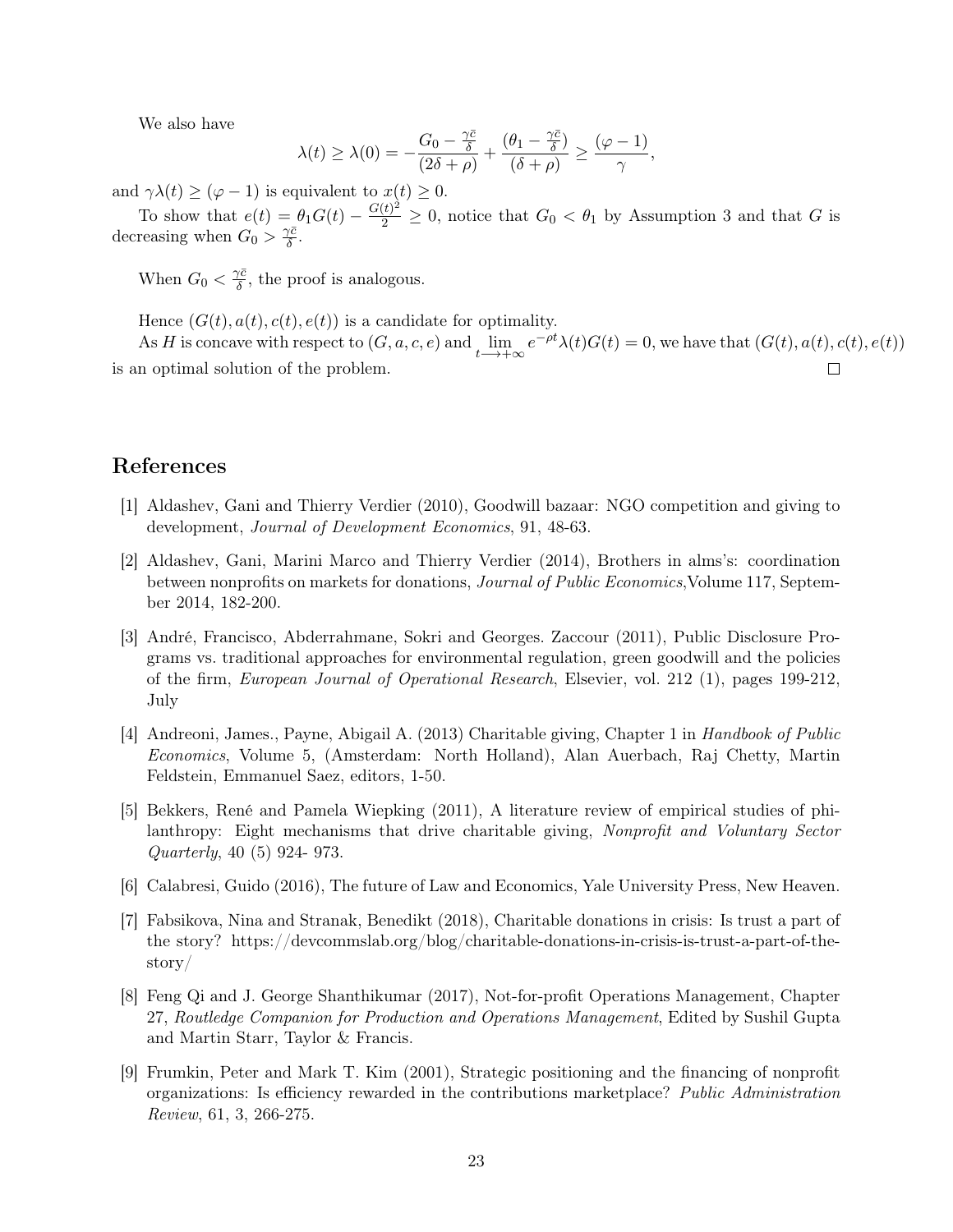We also have

$$\lambda(t) \geq \lambda(0) = -\frac{G_0 - \frac{\gamma \bar{c}}{\delta}}{(2\delta + \rho)} + \frac{(\theta_1 - \frac{\gamma \bar{c}}{\delta})}{(\delta + \rho)} \geq \frac{(\varphi - 1)}{\gamma},$$

and $\gamma \lambda(t) \geq (\varphi - 1)$ is equivalent to $x(t) \geq 0$.

To show that $e(t) = \theta_1 G(t) - \frac{G(t)^2}{2} \geq 0$, notice that $G_0 < \theta_1$ by Assumption 3 and that $G$ is decreasing when $G_0 > \frac{\gamma \bar{c}}{\delta}$.

When $G_0 < \frac{\gamma \bar{c}}{\delta}$, the proof is analogous.

Hence $(G(t), a(t), c(t), e(t))$ is a candidate for optimality.

As $H$ is concave with respect to $(G, a, c, e)$ and $\lim_{t \longrightarrow +\infty} e^{-\rho t} \lambda(t) G(t) = 0$, we have that $(G(t), a(t), c(t), e(t))$ is an optimal solution of the problem. □

## References

[1] Aldashev, Gani and Thierry Verdier (2010), Goodwill bazaar: NGO competition and giving to development, *Journal of Development Economics*, 91, 48-63.

[2] Aldashev, Gani, Marini Marco and Thierry Verdier (2014), Brothers in alms's: coordination between nonprofits on markets for donations, *Journal of Public Economics*,Volume 117, September 2014, 182-200.

[3] André, Francisco, Abderrahmane, Sokri and Georges. Zaccour (2011), Public Disclosure Programs vs. traditional approaches for environmental regulation, green goodwill and the policies of the firm, *European Journal of Operational Research*, Elsevier, vol. 212 (1), pages 199-212, July

[4] Andreoni, James., Payne, Abigail A. (2013) Charitable giving, Chapter 1 in *Handbook of Public Economics*, Volume 5, (Amsterdam: North Holland), Alan Auerbach, Raj Chetty, Martin Feldstein, Emmanuel Saez, editors, 1-50.

[5] Bekkers, René and Pamela Wiepking (2011), A literature review of empirical studies of philanthropy: Eight mechanisms that drive charitable giving, *Nonprofit and Voluntary Sector Quarterly*, 40 (5) 924- 973.

[6] Calabresi, Guido (2016), The future of Law and Economics, Yale University Press, New Heaven.

[7] Fabsikova, Nina and Stranak, Benedikt (2018), Charitable donations in crisis: Is trust a part of the story? https://devcommslab.org/blog/charitable-donations-in-crisis-is-trust-a-part-of-the-story/

[8] Feng Qi and J. George Shanthikumar (2017), Not-for-profit Operations Management, Chapter 27, *Routledge Companion for Production and Operations Management*, Edited by Sushil Gupta and Martin Starr, Taylor & Francis.

[9] Frumkin, Peter and Mark T. Kim (2001), Strategic positioning and the financing of nonprofit organizations: Is efficiency rewarded in the contributions marketplace? *Public Administration Review*, 61, 3, 266-275.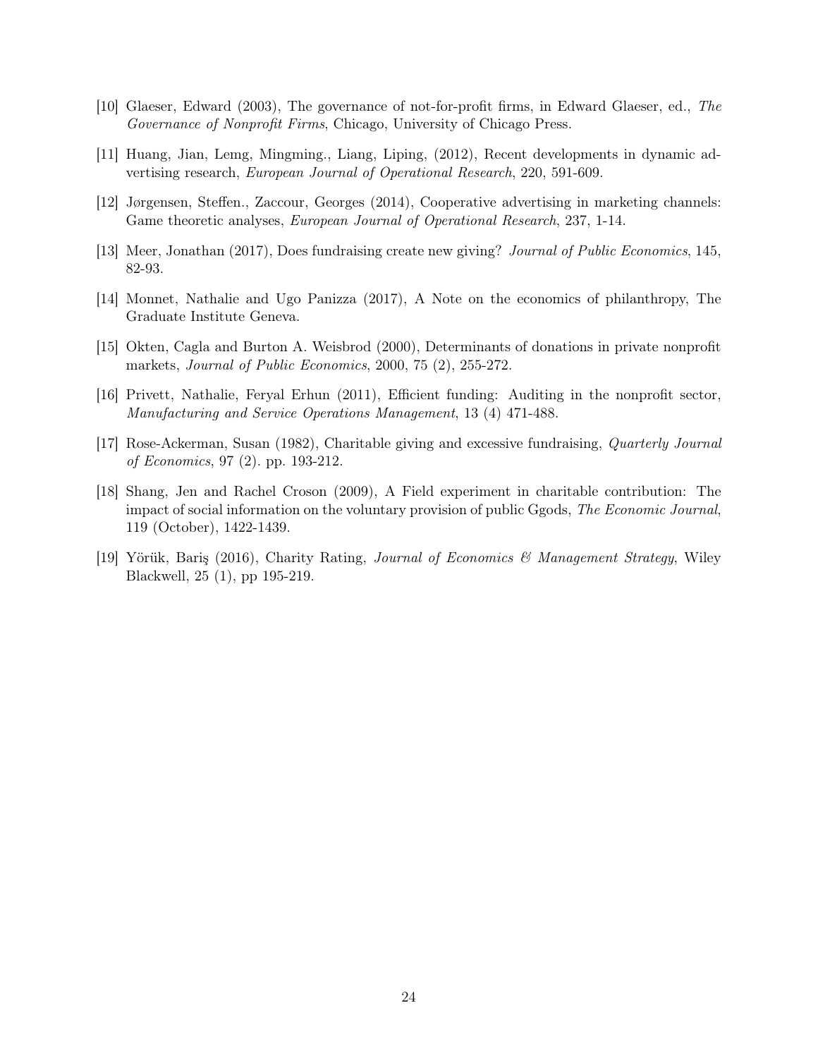[10] Glaeser, Edward (2003), The governance of not-for-profit firms, in Edward Glaeser, ed., *The Governance of Nonprofit Firms*, Chicago, University of Chicago Press.

[11] Huang, Jian, Lemg, Mingming., Liang, Liping, (2012), Recent developments in dynamic advertising research, *European Journal of Operational Research*, 220, 591-609.

[12] Jørgensen, Steffen., Zaccour, Georges (2014), Cooperative advertising in marketing channels: Game theoretic analyses, *European Journal of Operational Research*, 237, 1-14.

[13] Meer, Jonathan (2017), Does fundraising create new giving? *Journal of Public Economics*, 145, 82-93.

[14] Monnet, Nathalie and Ugo Panizza (2017), A Note on the economics of philanthropy, The Graduate Institute Geneva.

[15] Okten, Cagla and Burton A. Weisbrod (2000), Determinants of donations in private nonprofit markets, *Journal of Public Economics*, 2000, 75 (2), 255-272.

[16] Privett, Nathalie, Feryal Erhun (2011), Efficient funding: Auditing in the nonprofit sector, *Manufacturing and Service Operations Management*, 13 (4) 471-488.

[17] Rose-Ackerman, Susan (1982), Charitable giving and excessive fundraising, *Quarterly Journal of Economics*, 97 (2). pp. 193-212.

[18] Shang, Jen and Rachel Croson (2009), A Field experiment in charitable contribution: The impact of social information on the voluntary provision of public Ggods, *The Economic Journal*, 119 (October), 1422-1439.

[19] Yörük, Bariş (2016), Charity Rating, *Journal of Economics & Management Strategy*, Wiley Blackwell, 25 (1), pp 195-219.